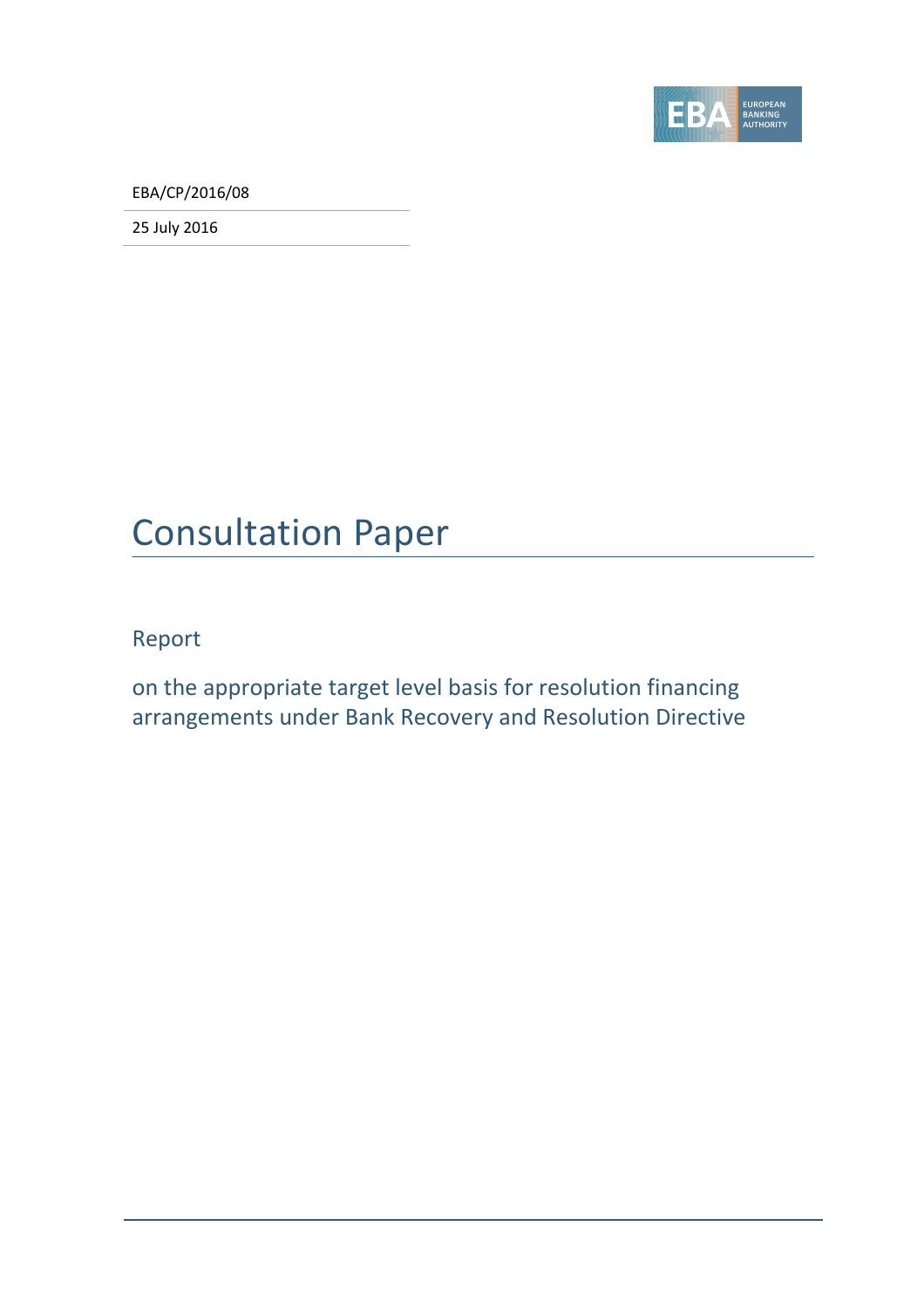EBA/CP/2016/08

25 July 2016

# Consultation Paper

## Report

## on the appropriate target level basis for resolution financing arrangements under Bank Recovery and Resolution Directive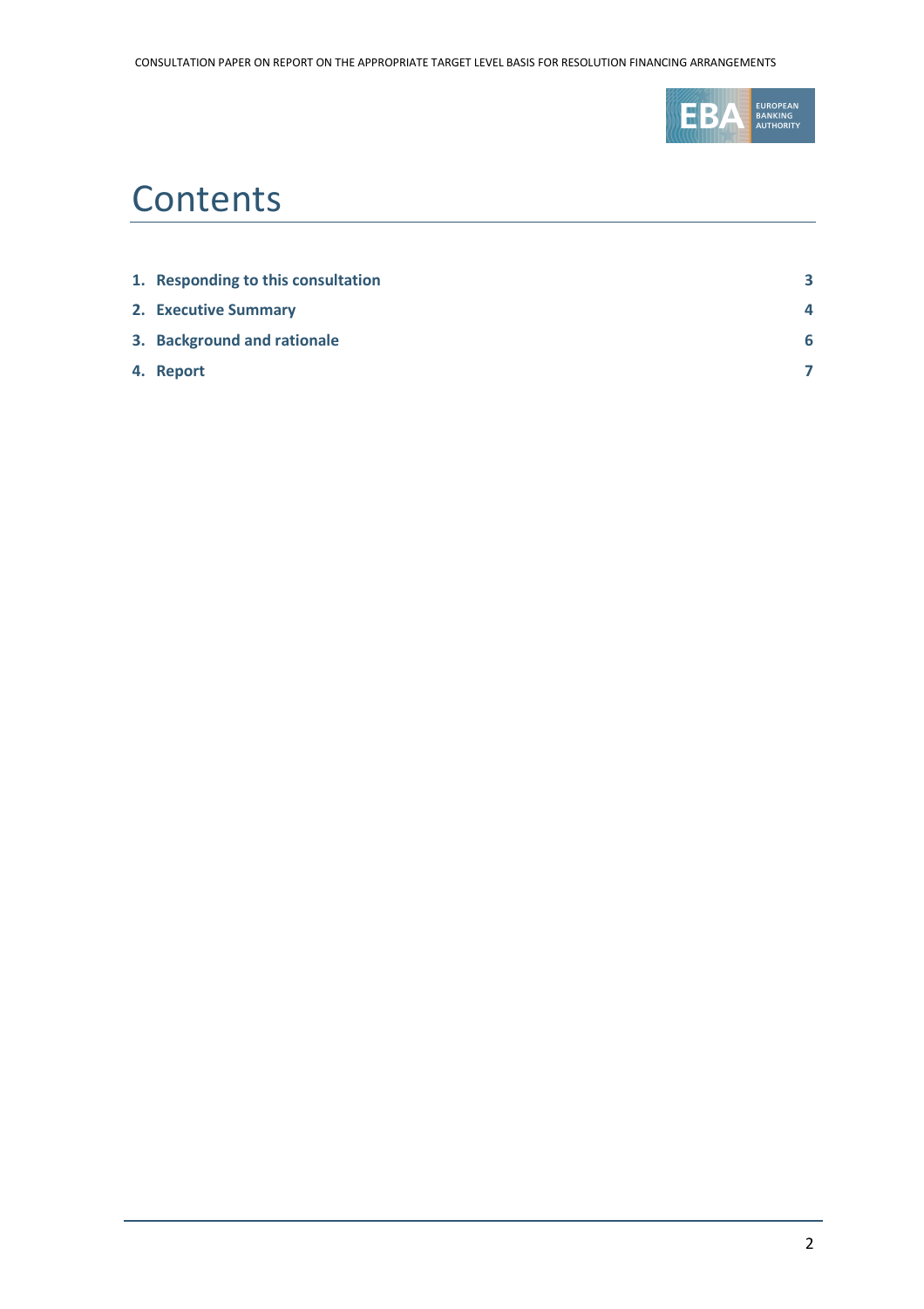# Contents

| | |
|---|---|
| **1. Responding to this consultation** | **3** |
| **2. Executive Summary** | **4** |
| **3. Background and rationale** | **6** |
| **4. Report** | **7** |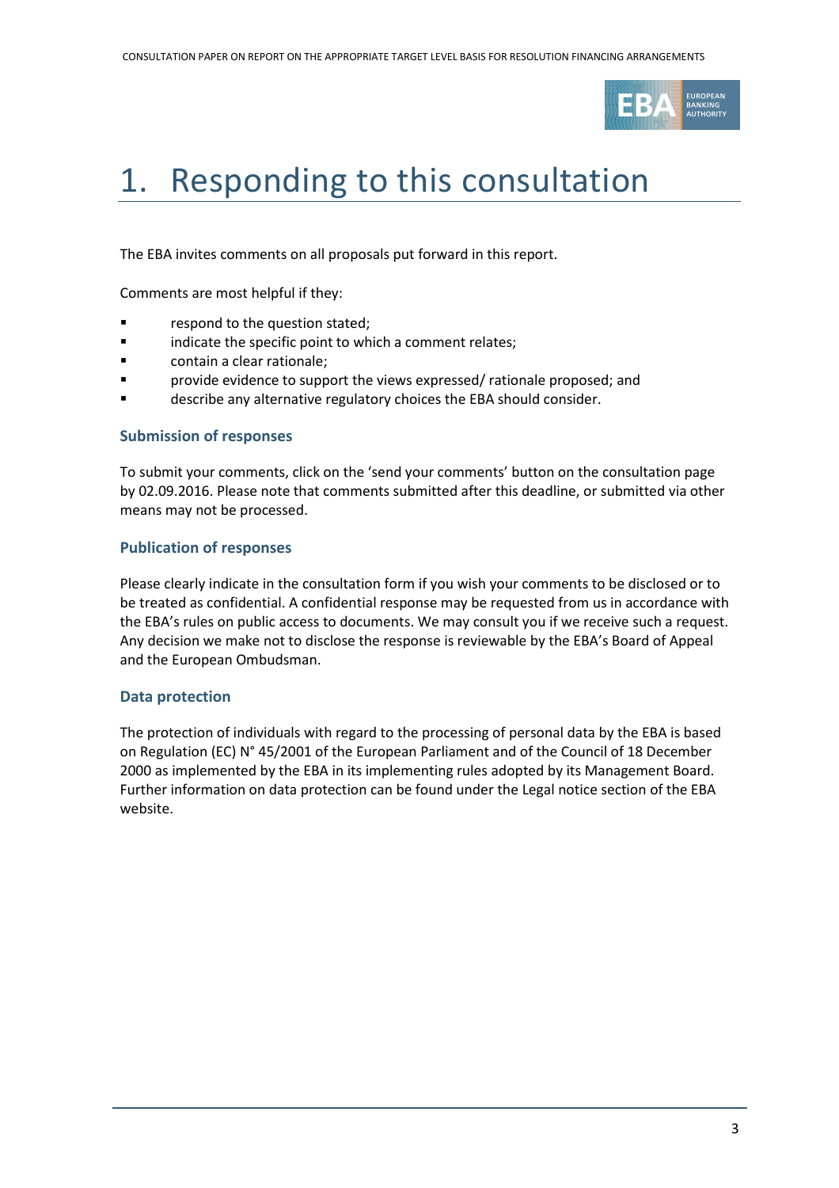# 1. Responding to this consultation

The EBA invites comments on all proposals put forward in this report.

Comments are most helpful if they:

- respond to the question stated;
- indicate the specific point to which a comment relates;
- contain a clear rationale;
- provide evidence to support the views expressed/ rationale proposed; and
- describe any alternative regulatory choices the EBA should consider.

### Submission of responses

To submit your comments, click on the 'send your comments' button on the consultation page by 02.09.2016. Please note that comments submitted after this deadline, or submitted via other means may not be processed.

### Publication of responses

Please clearly indicate in the consultation form if you wish your comments to be disclosed or to be treated as confidential. A confidential response may be requested from us in accordance with the EBA's rules on public access to documents. We may consult you if we receive such a request. Any decision we make not to disclose the response is reviewable by the EBA's Board of Appeal and the European Ombudsman.

### Data protection

The protection of individuals with regard to the processing of personal data by the EBA is based on Regulation (EC) N° 45/2001 of the European Parliament and of the Council of 18 December 2000 as implemented by the EBA in its implementing rules adopted by its Management Board. Further information on data protection can be found under the Legal notice section of the EBA website.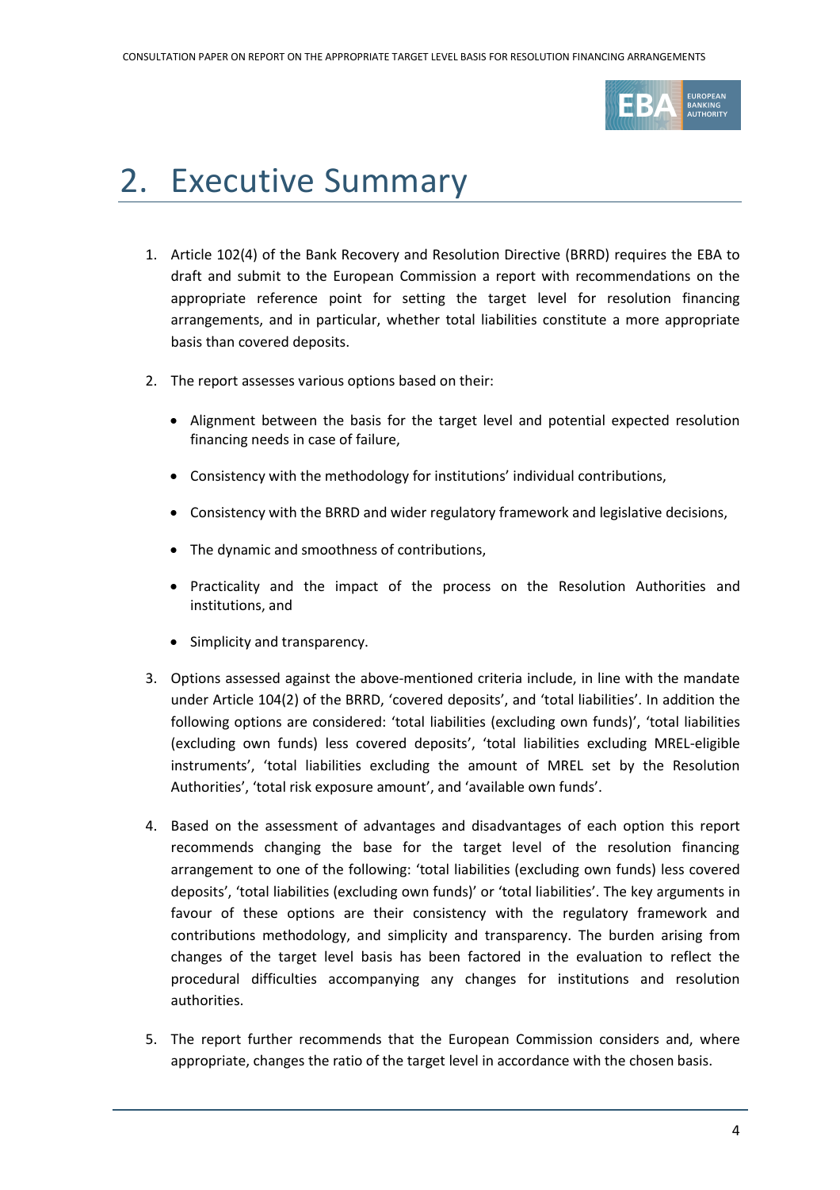# 2. Executive Summary

1. Article 102(4) of the Bank Recovery and Resolution Directive (BRRD) requires the EBA to draft and submit to the European Commission a report with recommendations on the appropriate reference point for setting the target level for resolution financing arrangements, and in particular, whether total liabilities constitute a more appropriate basis than covered deposits.

2. The report assesses various options based on their:

   - Alignment between the basis for the target level and potential expected resolution financing needs in case of failure,
   - Consistency with the methodology for institutions' individual contributions,
   - Consistency with the BRRD and wider regulatory framework and legislative decisions,
   - The dynamic and smoothness of contributions,
   - Practicality and the impact of the process on the Resolution Authorities and institutions, and
   - Simplicity and transparency.

3. Options assessed against the above-mentioned criteria include, in line with the mandate under Article 104(2) of the BRRD, 'covered deposits', and 'total liabilities'. In addition the following options are considered: 'total liabilities (excluding own funds)', 'total liabilities (excluding own funds) less covered deposits', 'total liabilities excluding MREL-eligible instruments', 'total liabilities excluding the amount of MREL set by the Resolution Authorities', 'total risk exposure amount', and 'available own funds'.

4. Based on the assessment of advantages and disadvantages of each option this report recommends changing the base for the target level of the resolution financing arrangement to one of the following: 'total liabilities (excluding own funds) less covered deposits', 'total liabilities (excluding own funds)' or 'total liabilities'. The key arguments in favour of these options are their consistency with the regulatory framework and contributions methodology, and simplicity and transparency. The burden arising from changes of the target level basis has been factored in the evaluation to reflect the procedural difficulties accompanying any changes for institutions and resolution authorities.

5. The report further recommends that the European Commission considers and, where appropriate, changes the ratio of the target level in accordance with the chosen basis.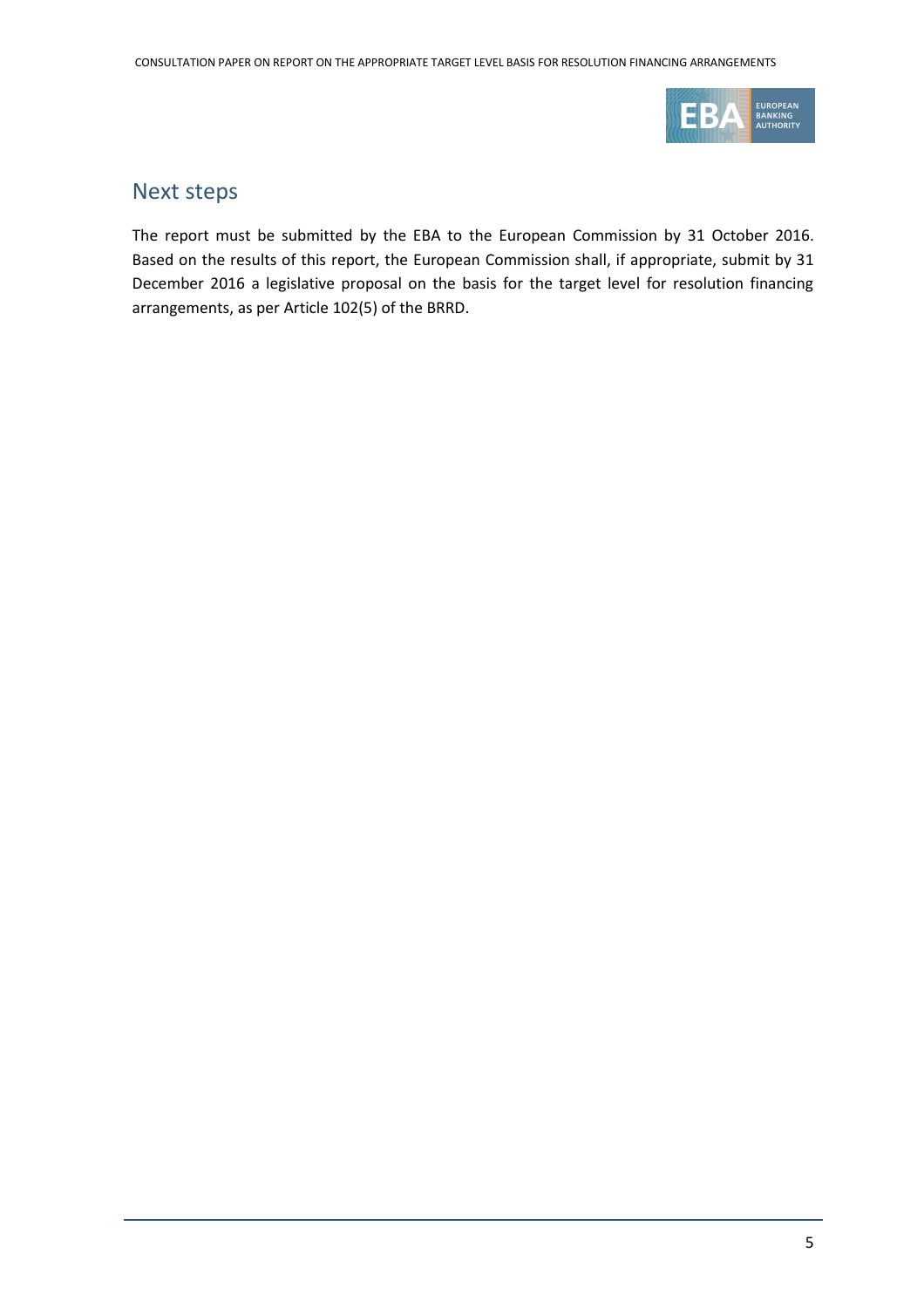## Next steps

The report must be submitted by the EBA to the European Commission by 31 October 2016. Based on the results of this report, the European Commission shall, if appropriate, submit by 31 December 2016 a legislative proposal on the basis for the target level for resolution financing arrangements, as per Article 102(5) of the BRRD.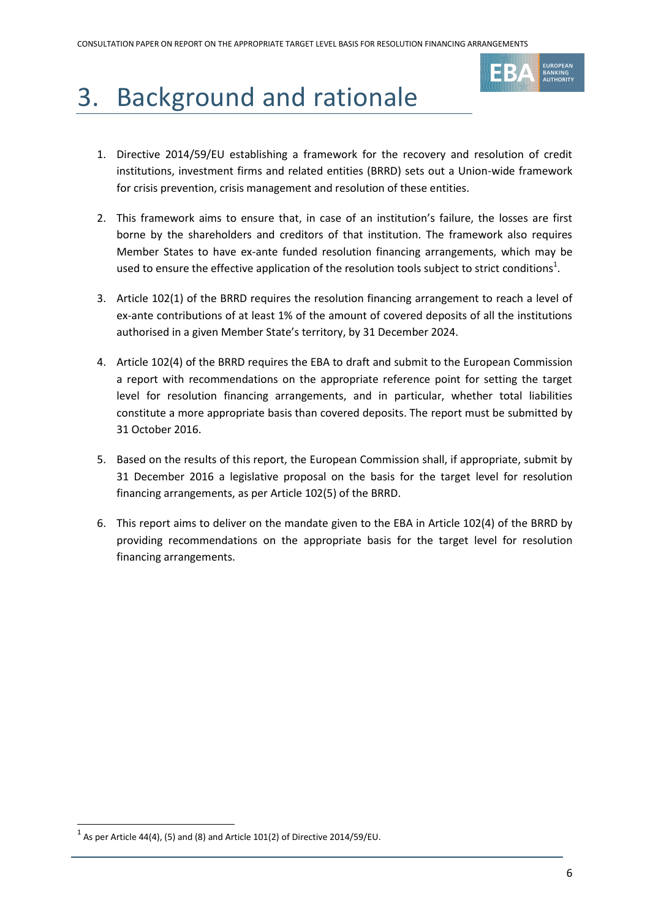# 3. Background and rationale

1. Directive 2014/59/EU establishing a framework for the recovery and resolution of credit institutions, investment firms and related entities (BRRD) sets out a Union-wide framework for crisis prevention, crisis management and resolution of these entities.

2. This framework aims to ensure that, in case of an institution's failure, the losses are first borne by the shareholders and creditors of that institution. The framework also requires Member States to have ex-ante funded resolution financing arrangements, which may be used to ensure the effective application of the resolution tools subject to strict conditions[1].

3. Article 102(1) of the BRRD requires the resolution financing arrangement to reach a level of ex-ante contributions of at least 1% of the amount of covered deposits of all the institutions authorised in a given Member State's territory, by 31 December 2024.

4. Article 102(4) of the BRRD requires the EBA to draft and submit to the European Commission a report with recommendations on the appropriate reference point for setting the target level for resolution financing arrangements, and in particular, whether total liabilities constitute a more appropriate basis than covered deposits. The report must be submitted by 31 October 2016.

5. Based on the results of this report, the European Commission shall, if appropriate, submit by 31 December 2016 a legislative proposal on the basis for the target level for resolution financing arrangements, as per Article 102(5) of the BRRD.

6. This report aims to deliver on the mandate given to the EBA in Article 102(4) of the BRRD by providing recommendations on the appropriate basis for the target level for resolution financing arrangements.

[1] As per Article 44(4), (5) and (8) and Article 101(2) of Directive 2014/59/EU.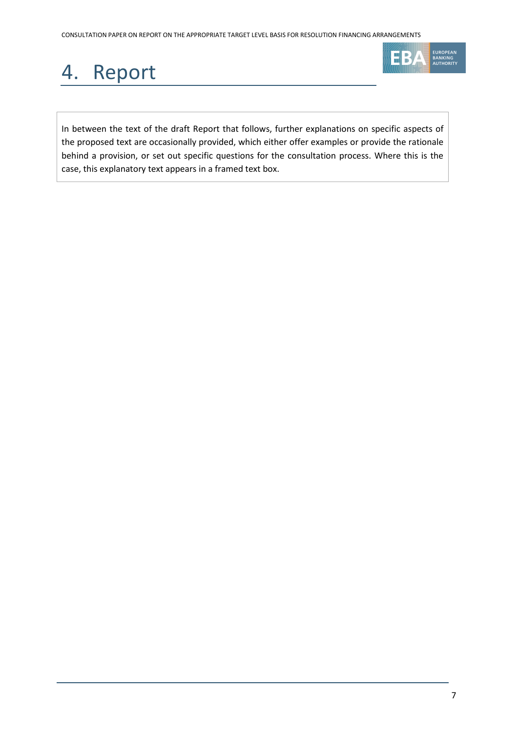# 4. Report

> In between the text of the draft Report that follows, further explanations on specific aspects of the proposed text are occasionally provided, which either offer examples or provide the rationale behind a provision, or set out specific questions for the consultation process. Where this is the case, this explanatory text appears in a framed text box.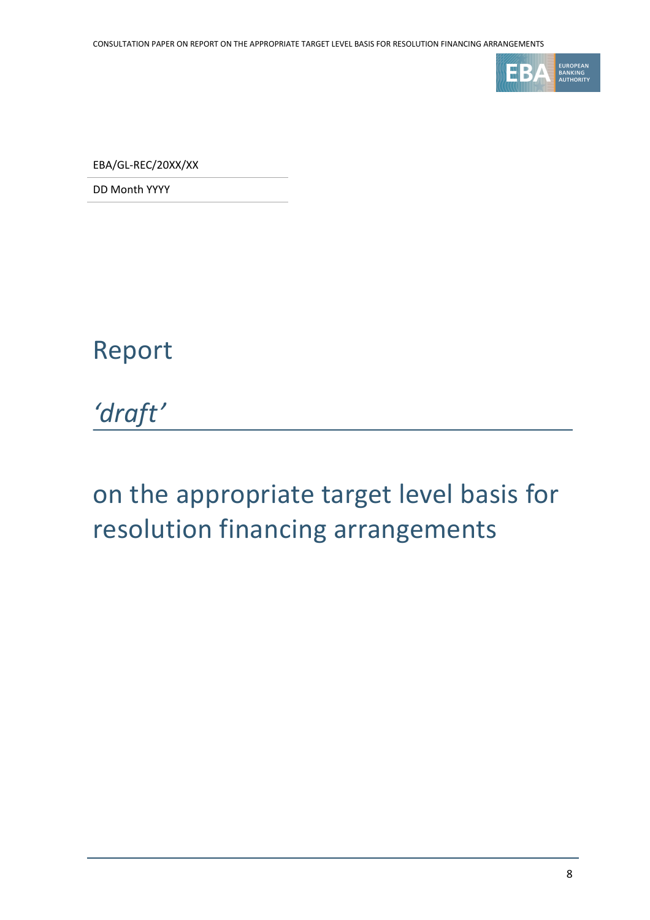EBA/GL-REC/20XX/XX

DD Month YYYY

# Report

*'draft'*

# on the appropriate target level basis for resolution financing arrangements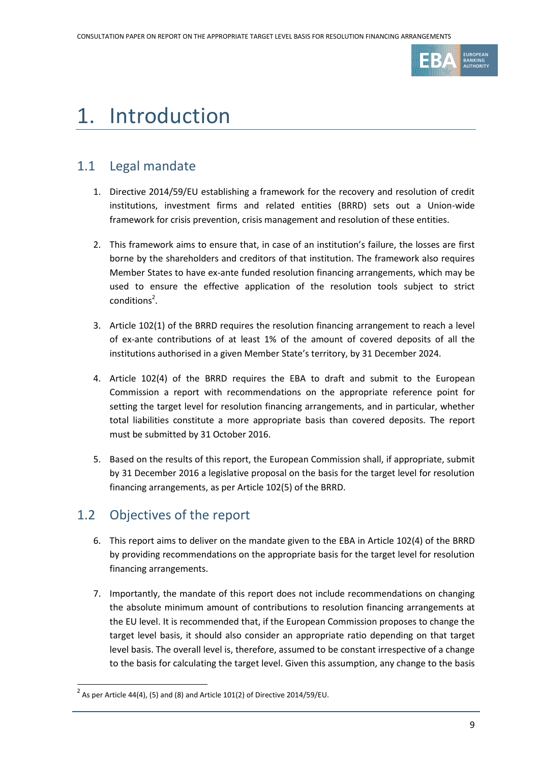# 1. Introduction

## 1.1 Legal mandate

1. Directive 2014/59/EU establishing a framework for the recovery and resolution of credit institutions, investment firms and related entities (BRRD) sets out a Union-wide framework for crisis prevention, crisis management and resolution of these entities.

2. This framework aims to ensure that, in case of an institution's failure, the losses are first borne by the shareholders and creditors of that institution. The framework also requires Member States to have ex-ante funded resolution financing arrangements, which may be used to ensure the effective application of the resolution tools subject to strict conditions[2].

3. Article 102(1) of the BRRD requires the resolution financing arrangement to reach a level of ex-ante contributions of at least 1% of the amount of covered deposits of all the institutions authorised in a given Member State's territory, by 31 December 2024.

4. Article 102(4) of the BRRD requires the EBA to draft and submit to the European Commission a report with recommendations on the appropriate reference point for setting the target level for resolution financing arrangements, and in particular, whether total liabilities constitute a more appropriate basis than covered deposits. The report must be submitted by 31 October 2016.

5. Based on the results of this report, the European Commission shall, if appropriate, submit by 31 December 2016 a legislative proposal on the basis for the target level for resolution financing arrangements, as per Article 102(5) of the BRRD.

## 1.2 Objectives of the report

6. This report aims to deliver on the mandate given to the EBA in Article 102(4) of the BRRD by providing recommendations on the appropriate basis for the target level for resolution financing arrangements.

7. Importantly, the mandate of this report does not include recommendations on changing the absolute minimum amount of contributions to resolution financing arrangements at the EU level. It is recommended that, if the European Commission proposes to change the target level basis, it should also consider an appropriate ratio depending on that target level basis. The overall level is, therefore, assumed to be constant irrespective of a change to the basis for calculating the target level. Given this assumption, any change to the basis

[2] As per Article 44(4), (5) and (8) and Article 101(2) of Directive 2014/59/EU.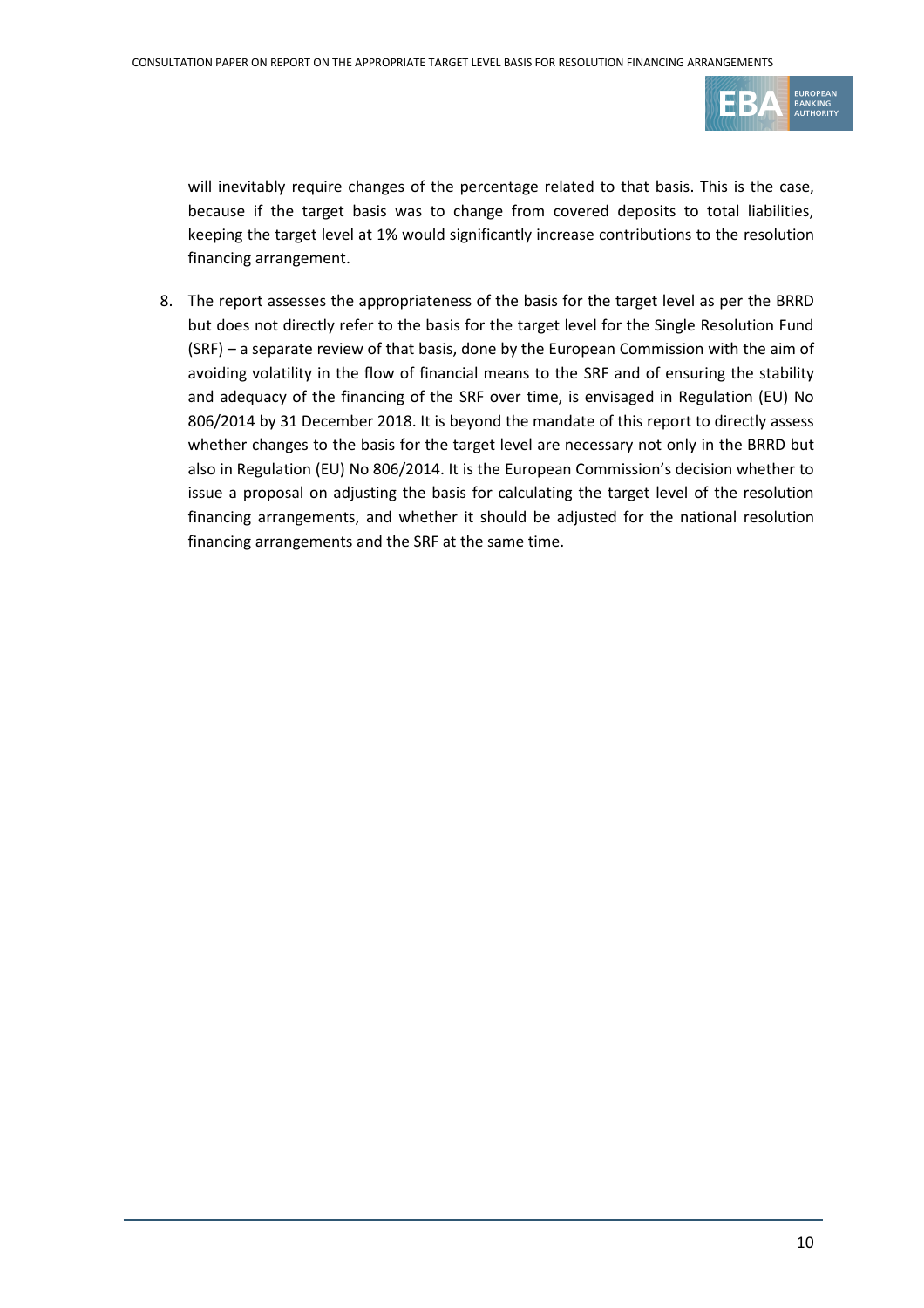will inevitably require changes of the percentage related to that basis. This is the case, because if the target basis was to change from covered deposits to total liabilities, keeping the target level at 1% would significantly increase contributions to the resolution financing arrangement.

8. The report assesses the appropriateness of the basis for the target level as per the BRRD but does not directly refer to the basis for the target level for the Single Resolution Fund (SRF) – a separate review of that basis, done by the European Commission with the aim of avoiding volatility in the flow of financial means to the SRF and of ensuring the stability and adequacy of the financing of the SRF over time, is envisaged in Regulation (EU) No 806/2014 by 31 December 2018. It is beyond the mandate of this report to directly assess whether changes to the basis for the target level are necessary not only in the BRRD but also in Regulation (EU) No 806/2014. It is the European Commission's decision whether to issue a proposal on adjusting the basis for calculating the target level of the resolution financing arrangements, and whether it should be adjusted for the national resolution financing arrangements and the SRF at the same time.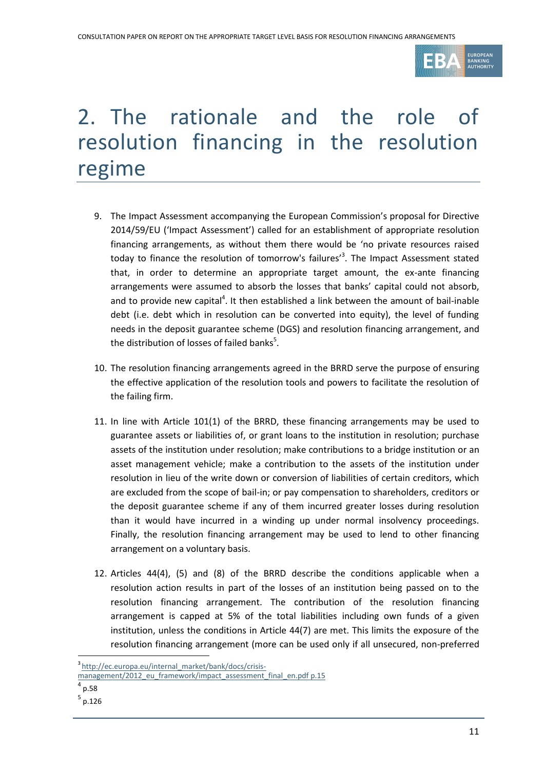# 2. The rationale and the role of resolution financing in the resolution regime

9. The Impact Assessment accompanying the European Commission's proposal for Directive 2014/59/EU ('Impact Assessment') called for an establishment of appropriate resolution financing arrangements, as without them there would be 'no private resources raised today to finance the resolution of tomorrow's failures'[3]. The Impact Assessment stated that, in order to determine an appropriate target amount, the ex-ante financing arrangements were assumed to absorb the losses that banks' capital could not absorb, and to provide new capital[4]. It then established a link between the amount of bail-inable debt (i.e. debt which in resolution can be converted into equity), the level of funding needs in the deposit guarantee scheme (DGS) and resolution financing arrangement, and the distribution of losses of failed banks[5].

10. The resolution financing arrangements agreed in the BRRD serve the purpose of ensuring the effective application of the resolution tools and powers to facilitate the resolution of the failing firm.

11. In line with Article 101(1) of the BRRD, these financing arrangements may be used to guarantee assets or liabilities of, or grant loans to the institution in resolution; purchase assets of the institution under resolution; make contributions to a bridge institution or an asset management vehicle; make a contribution to the assets of the institution under resolution in lieu of the write down or conversion of liabilities of certain creditors, which are excluded from the scope of bail-in; or pay compensation to shareholders, creditors or the deposit guarantee scheme if any of them incurred greater losses during resolution than it would have incurred in a winding up under normal insolvency proceedings. Finally, the resolution financing arrangement may be used to lend to other financing arrangement on a voluntary basis.

12. Articles 44(4), (5) and (8) of the BRRD describe the conditions applicable when a resolution action results in part of the losses of an institution being passed on to the resolution financing arrangement. The contribution of the resolution financing arrangement is capped at 5% of the total liabilities including own funds of a given institution, unless the conditions in Article 44(7) are met. This limits the exposure of the resolution financing arrangement (more can be used only if all unsecured, non-preferred

---

[3] http://ec.europa.eu/internal_market/bank/docs/crisis-management/2012_eu_framework/impact_assessment_final_en.pdf p.15

[4] p.58

[5] p.126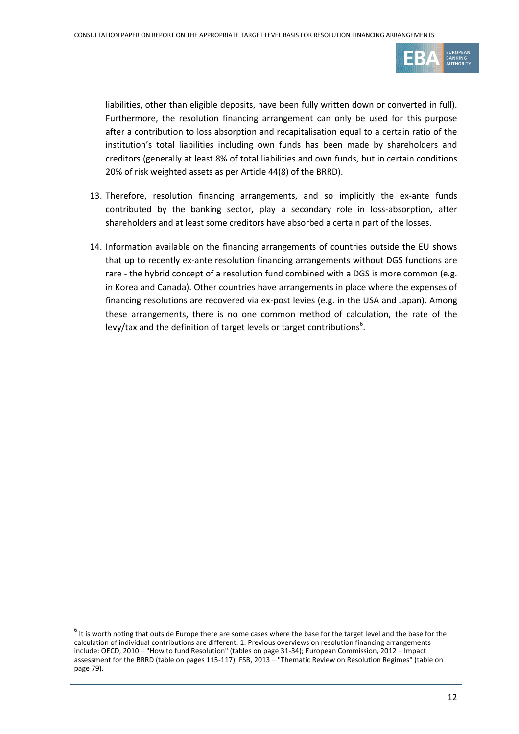liabilities, other than eligible deposits, have been fully written down or converted in full). Furthermore, the resolution financing arrangement can only be used for this purpose after a contribution to loss absorption and recapitalisation equal to a certain ratio of the institution's total liabilities including own funds has been made by shareholders and creditors (generally at least 8% of total liabilities and own funds, but in certain conditions 20% of risk weighted assets as per Article 44(8) of the BRRD).

13. Therefore, resolution financing arrangements, and so implicitly the ex-ante funds contributed by the banking sector, play a secondary role in loss-absorption, after shareholders and at least some creditors have absorbed a certain part of the losses.

14. Information available on the financing arrangements of countries outside the EU shows that up to recently ex-ante resolution financing arrangements without DGS functions are rare - the hybrid concept of a resolution fund combined with a DGS is more common (e.g. in Korea and Canada). Other countries have arrangements in place where the expenses of financing resolutions are recovered via ex-post levies (e.g. in the USA and Japan). Among these arrangements, there is no one common method of calculation, the rate of the levy/tax and the definition of target levels or target contributions[6].

[6] It is worth noting that outside Europe there are some cases where the base for the target level and the base for the calculation of individual contributions are different. 1. Previous overviews on resolution financing arrangements include: OECD, 2010 – "How to fund Resolution" (tables on page 31-34); European Commission, 2012 – Impact assessment for the BRRD (table on pages 115-117); FSB, 2013 – "Thematic Review on Resolution Regimes" (table on page 79).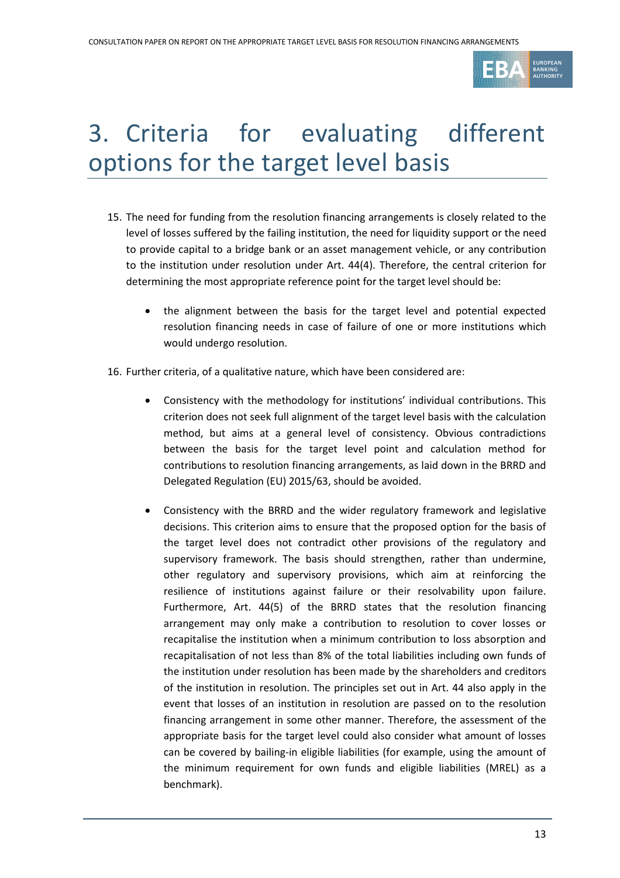# 3. Criteria for evaluating different options for the target level basis

15. The need for funding from the resolution financing arrangements is closely related to the level of losses suffered by the failing institution, the need for liquidity support or the need to provide capital to a bridge bank or an asset management vehicle, or any contribution to the institution under resolution under Art. 44(4). Therefore, the central criterion for determining the most appropriate reference point for the target level should be:

    - the alignment between the basis for the target level and potential expected resolution financing needs in case of failure of one or more institutions which would undergo resolution.

16. Further criteria, of a qualitative nature, which have been considered are:

    - Consistency with the methodology for institutions' individual contributions. This criterion does not seek full alignment of the target level basis with the calculation method, but aims at a general level of consistency. Obvious contradictions between the basis for the target level point and calculation method for contributions to resolution financing arrangements, as laid down in the BRRD and Delegated Regulation (EU) 2015/63, should be avoided.

    - Consistency with the BRRD and the wider regulatory framework and legislative decisions. This criterion aims to ensure that the proposed option for the basis of the target level does not contradict other provisions of the regulatory and supervisory framework. The basis should strengthen, rather than undermine, other regulatory and supervisory provisions, which aim at reinforcing the resilience of institutions against failure or their resolvability upon failure. Furthermore, Art. 44(5) of the BRRD states that the resolution financing arrangement may only make a contribution to resolution to cover losses or recapitalise the institution when a minimum contribution to loss absorption and recapitalisation of not less than 8% of the total liabilities including own funds of the institution under resolution has been made by the shareholders and creditors of the institution in resolution. The principles set out in Art. 44 also apply in the event that losses of an institution in resolution are passed on to the resolution financing arrangement in some other manner. Therefore, the assessment of the appropriate basis for the target level could also consider what amount of losses can be covered by bailing-in eligible liabilities (for example, using the amount of the minimum requirement for own funds and eligible liabilities (MREL) as a benchmark).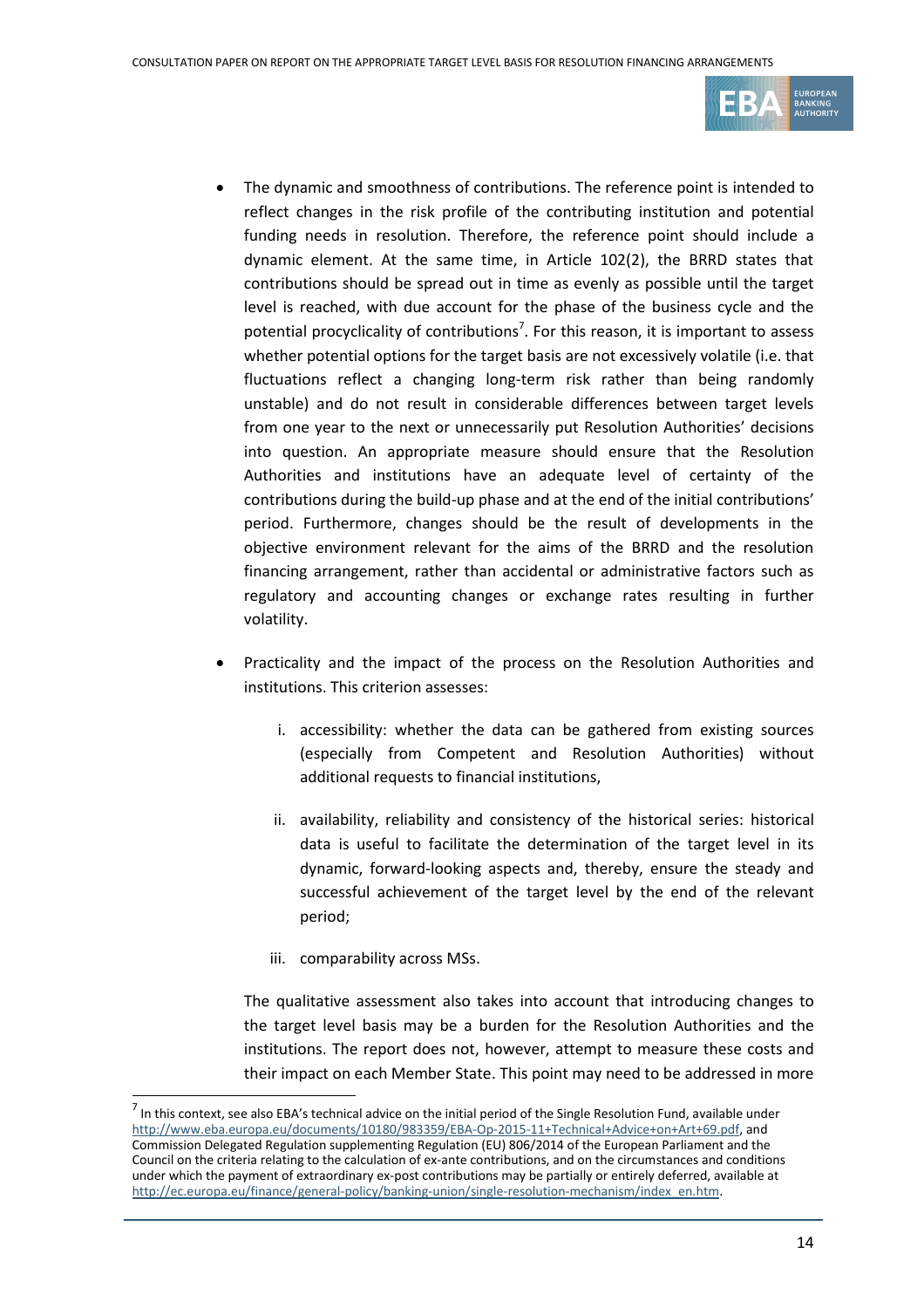- The dynamic and smoothness of contributions. The reference point is intended to reflect changes in the risk profile of the contributing institution and potential funding needs in resolution. Therefore, the reference point should include a dynamic element. At the same time, in Article 102(2), the BRRD states that contributions should be spread out in time as evenly as possible until the target level is reached, with due account for the phase of the business cycle and the potential procyclicality of contributions[7]. For this reason, it is important to assess whether potential options for the target basis are not excessively volatile (i.e. that fluctuations reflect a changing long-term risk rather than being randomly unstable) and do not result in considerable differences between target levels from one year to the next or unnecessarily put Resolution Authorities' decisions into question. An appropriate measure should ensure that the Resolution Authorities and institutions have an adequate level of certainty of the contributions during the build-up phase and at the end of the initial contributions' period. Furthermore, changes should be the result of developments in the objective environment relevant for the aims of the BRRD and the resolution financing arrangement, rather than accidental or administrative factors such as regulatory and accounting changes or exchange rates resulting in further volatility.

- Practicality and the impact of the process on the Resolution Authorities and institutions. This criterion assesses:

  i. accessibility: whether the data can be gathered from existing sources (especially from Competent and Resolution Authorities) without additional requests to financial institutions,

  ii. availability, reliability and consistency of the historical series: historical data is useful to facilitate the determination of the target level in its dynamic, forward-looking aspects and, thereby, ensure the steady and successful achievement of the target level by the end of the relevant period;

  iii. comparability across MSs.

  The qualitative assessment also takes into account that introducing changes to the target level basis may be a burden for the Resolution Authorities and the institutions. The report does not, however, attempt to measure these costs and their impact on each Member State. This point may need to be addressed in more

[7] In this context, see also EBA's technical advice on the initial period of the Single Resolution Fund, available under http://www.eba.europa.eu/documents/10180/983359/EBA-Op-2015-11+Technical+Advice+on+Art+69.pdf, and Commission Delegated Regulation supplementing Regulation (EU) 806/2014 of the European Parliament and the Council on the criteria relating to the calculation of ex-ante contributions, and on the circumstances and conditions under which the payment of extraordinary ex-post contributions may be partially or entirely deferred, available at http://ec.europa.eu/finance/general-policy/banking-union/single-resolution-mechanism/index_en.htm.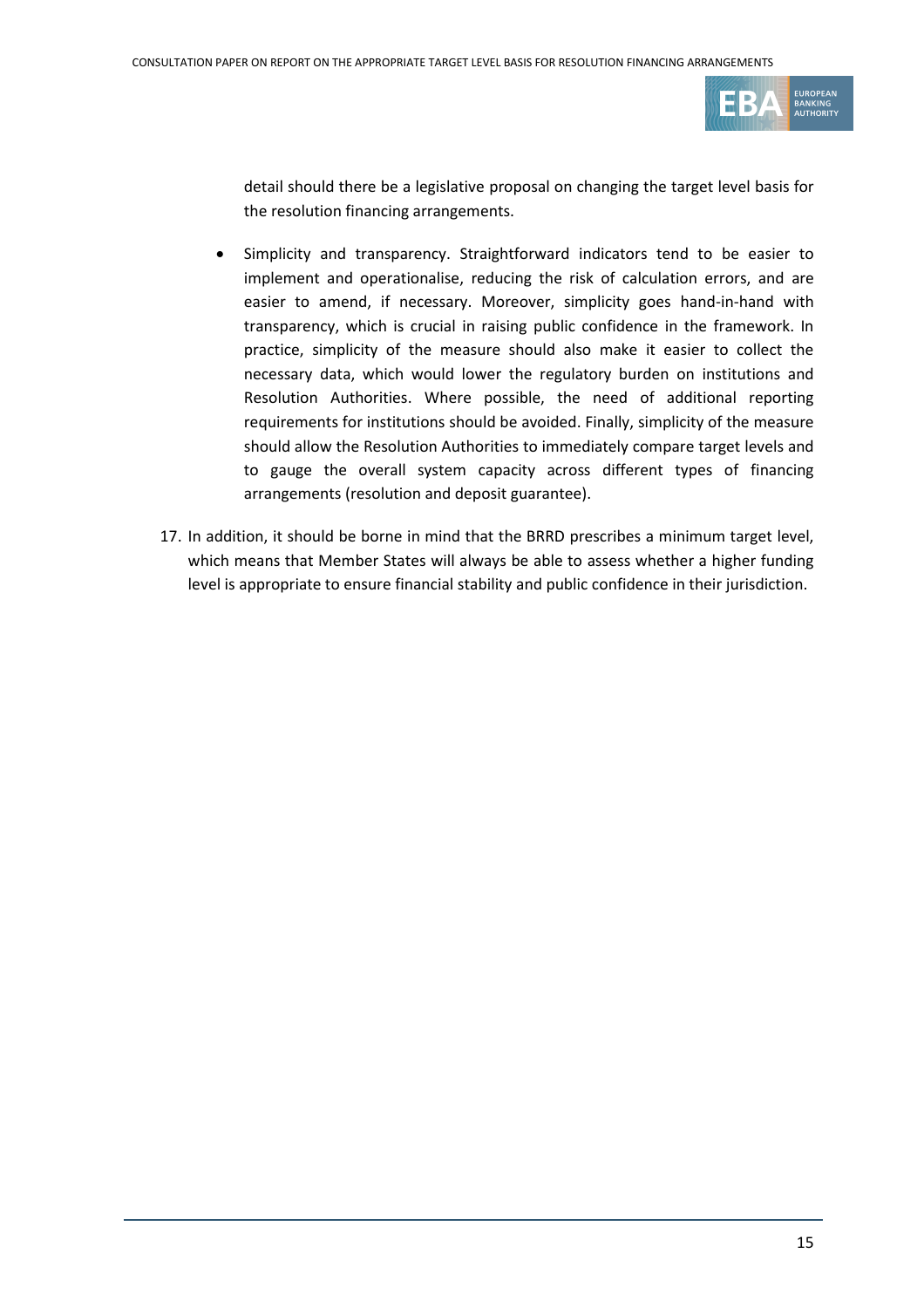detail should there be a legislative proposal on changing the target level basis for the resolution financing arrangements.

- Simplicity and transparency. Straightforward indicators tend to be easier to implement and operationalise, reducing the risk of calculation errors, and are easier to amend, if necessary. Moreover, simplicity goes hand-in-hand with transparency, which is crucial in raising public confidence in the framework. In practice, simplicity of the measure should also make it easier to collect the necessary data, which would lower the regulatory burden on institutions and Resolution Authorities. Where possible, the need of additional reporting requirements for institutions should be avoided. Finally, simplicity of the measure should allow the Resolution Authorities to immediately compare target levels and to gauge the overall system capacity across different types of financing arrangements (resolution and deposit guarantee).

17. In addition, it should be borne in mind that the BRRD prescribes a minimum target level, which means that Member States will always be able to assess whether a higher funding level is appropriate to ensure financial stability and public confidence in their jurisdiction.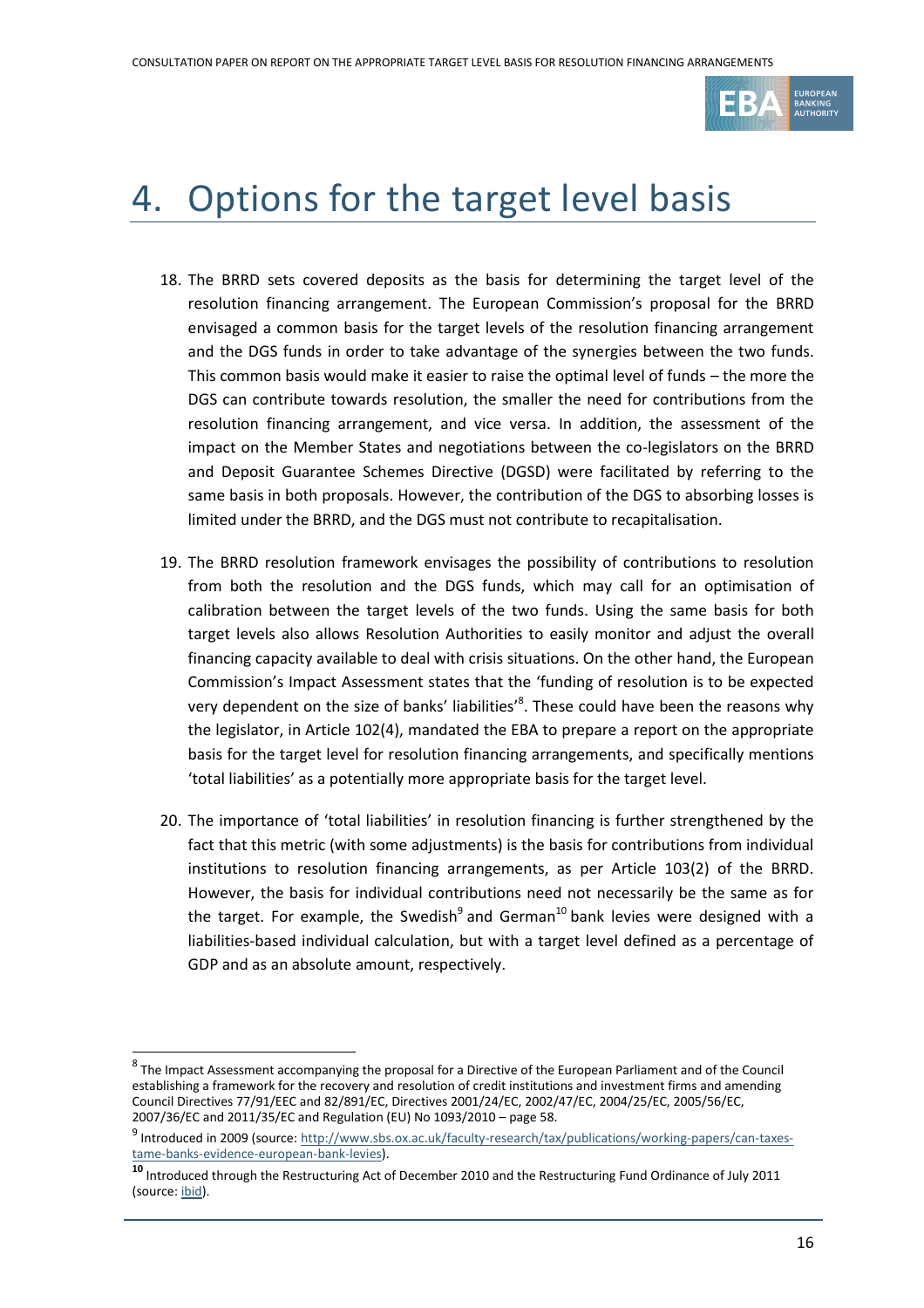# 4. Options for the target level basis

18. The BRRD sets covered deposits as the basis for determining the target level of the resolution financing arrangement. The European Commission's proposal for the BRRD envisaged a common basis for the target levels of the resolution financing arrangement and the DGS funds in order to take advantage of the synergies between the two funds. This common basis would make it easier to raise the optimal level of funds – the more the DGS can contribute towards resolution, the smaller the need for contributions from the resolution financing arrangement, and vice versa. In addition, the assessment of the impact on the Member States and negotiations between the co-legislators on the BRRD and Deposit Guarantee Schemes Directive (DGSD) were facilitated by referring to the same basis in both proposals. However, the contribution of the DGS to absorbing losses is limited under the BRRD, and the DGS must not contribute to recapitalisation.

19. The BRRD resolution framework envisages the possibility of contributions to resolution from both the resolution and the DGS funds, which may call for an optimisation of calibration between the target levels of the two funds. Using the same basis for both target levels also allows Resolution Authorities to easily monitor and adjust the overall financing capacity available to deal with crisis situations. On the other hand, the European Commission's Impact Assessment states that the 'funding of resolution is to be expected very dependent on the size of banks' liabilities'[8]. These could have been the reasons why the legislator, in Article 102(4), mandated the EBA to prepare a report on the appropriate basis for the target level for resolution financing arrangements, and specifically mentions 'total liabilities' as a potentially more appropriate basis for the target level.

20. The importance of 'total liabilities' in resolution financing is further strengthened by the fact that this metric (with some adjustments) is the basis for contributions from individual institutions to resolution financing arrangements, as per Article 103(2) of the BRRD. However, the basis for individual contributions need not necessarily be the same as for the target. For example, the Swedish[9] and German[10] bank levies were designed with a liabilities-based individual calculation, but with a target level defined as a percentage of GDP and as an absolute amount, respectively.

---

[8] The Impact Assessment accompanying the proposal for a Directive of the European Parliament and of the Council establishing a framework for the recovery and resolution of credit institutions and investment firms and amending Council Directives 77/91/EEC and 82/891/EC, Directives 2001/24/EC, 2002/47/EC, 2004/25/EC, 2005/56/EC, 2007/36/EC and 2011/35/EC and Regulation (EU) No 1093/2010 – page 58.

[9] Introduced in 2009 (source: http://www.sbs.ox.ac.uk/faculty-research/tax/publications/working-papers/can-taxes-tame-banks-evidence-european-bank-levies).

[10] Introduced through the Restructuring Act of December 2010 and the Restructuring Fund Ordinance of July 2011 (source: ibid).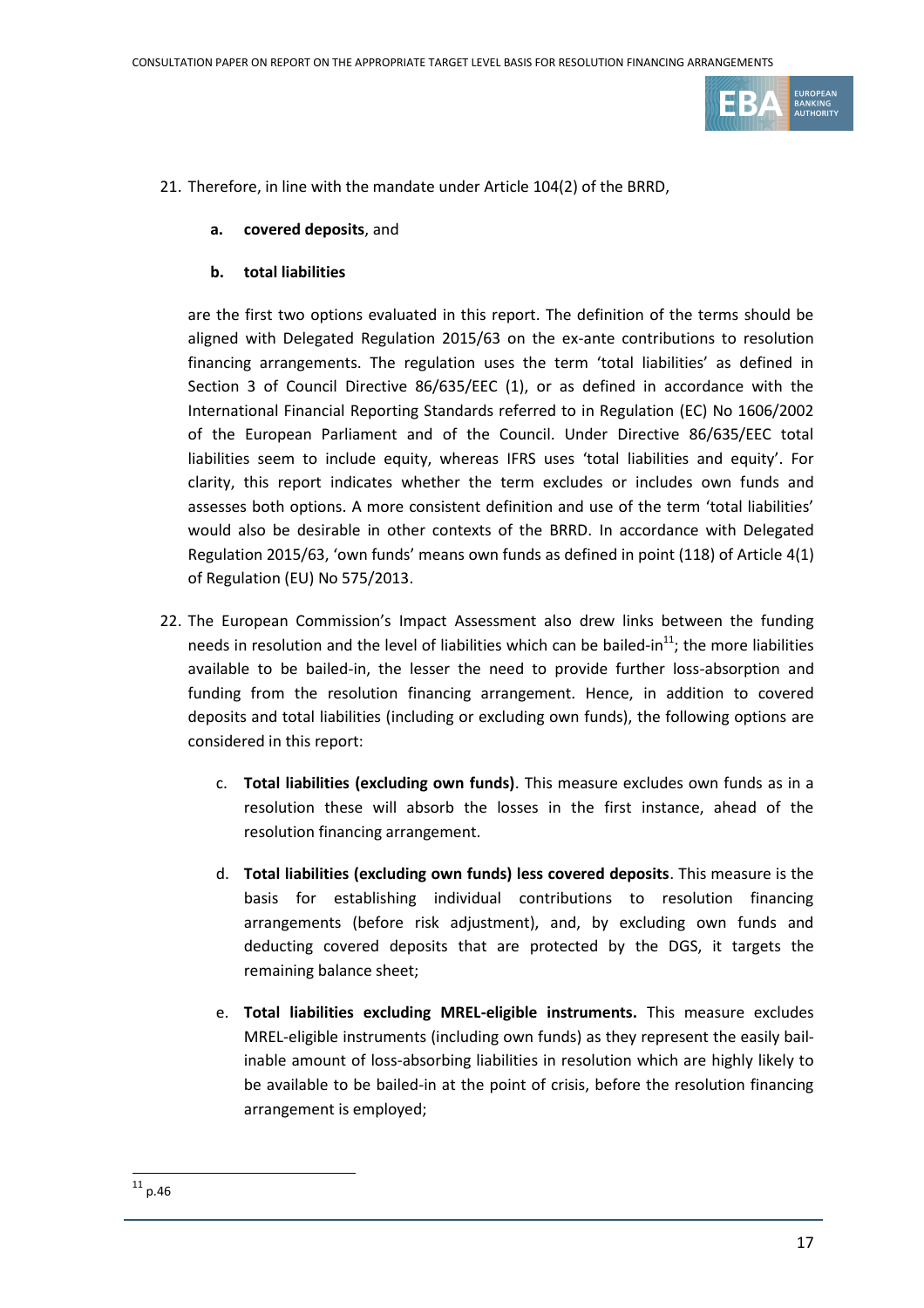21. Therefore, in line with the mandate under Article 104(2) of the BRRD,

    a. **covered deposits**, and

    b. **total liabilities**

    are the first two options evaluated in this report. The definition of the terms should be aligned with Delegated Regulation 2015/63 on the ex-ante contributions to resolution financing arrangements. The regulation uses the term 'total liabilities' as defined in Section 3 of Council Directive 86/635/EEC (1), or as defined in accordance with the International Financial Reporting Standards referred to in Regulation (EC) No 1606/2002 of the European Parliament and of the Council. Under Directive 86/635/EEC total liabilities seem to include equity, whereas IFRS uses 'total liabilities and equity'. For clarity, this report indicates whether the term excludes or includes own funds and assesses both options. A more consistent definition and use of the term 'total liabilities' would also be desirable in other contexts of the BRRD. In accordance with Delegated Regulation 2015/63, 'own funds' means own funds as defined in point (118) of Article 4(1) of Regulation (EU) No 575/2013.

22. The European Commission's Impact Assessment also drew links between the funding needs in resolution and the level of liabilities which can be bailed-in[11]; the more liabilities available to be bailed-in, the lesser the need to provide further loss-absorption and funding from the resolution financing arrangement. Hence, in addition to covered deposits and total liabilities (including or excluding own funds), the following options are considered in this report:

    c. **Total liabilities (excluding own funds)**. This measure excludes own funds as in a resolution these will absorb the losses in the first instance, ahead of the resolution financing arrangement.

    d. **Total liabilities (excluding own funds) less covered deposits**. This measure is the basis for establishing individual contributions to resolution financing arrangements (before risk adjustment), and, by excluding own funds and deducting covered deposits that are protected by the DGS, it targets the remaining balance sheet;

    e. **Total liabilities excluding MREL-eligible instruments.** This measure excludes MREL-eligible instruments (including own funds) as they represent the easily bail-inable amount of loss-absorbing liabilities in resolution which are highly likely to be available to be bailed-in at the point of crisis, before the resolution financing arrangement is employed;

---

[11] p.46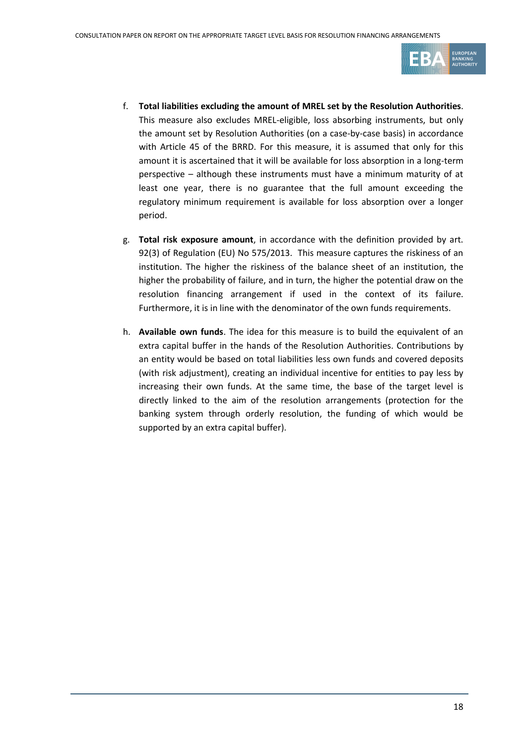f. **Total liabilities excluding the amount of MREL set by the Resolution Authorities**. This measure also excludes MREL-eligible, loss absorbing instruments, but only the amount set by Resolution Authorities (on a case-by-case basis) in accordance with Article 45 of the BRRD. For this measure, it is assumed that only for this amount it is ascertained that it will be available for loss absorption in a long-term perspective – although these instruments must have a minimum maturity of at least one year, there is no guarantee that the full amount exceeding the regulatory minimum requirement is available for loss absorption over a longer period.

g. **Total risk exposure amount**, in accordance with the definition provided by art. 92(3) of Regulation (EU) No 575/2013. This measure captures the riskiness of an institution. The higher the riskiness of the balance sheet of an institution, the higher the probability of failure, and in turn, the higher the potential draw on the resolution financing arrangement if used in the context of its failure. Furthermore, it is in line with the denominator of the own funds requirements.

h. **Available own funds**. The idea for this measure is to build the equivalent of an extra capital buffer in the hands of the Resolution Authorities. Contributions by an entity would be based on total liabilities less own funds and covered deposits (with risk adjustment), creating an individual incentive for entities to pay less by increasing their own funds. At the same time, the base of the target level is directly linked to the aim of the resolution arrangements (protection for the banking system through orderly resolution, the funding of which would be supported by an extra capital buffer).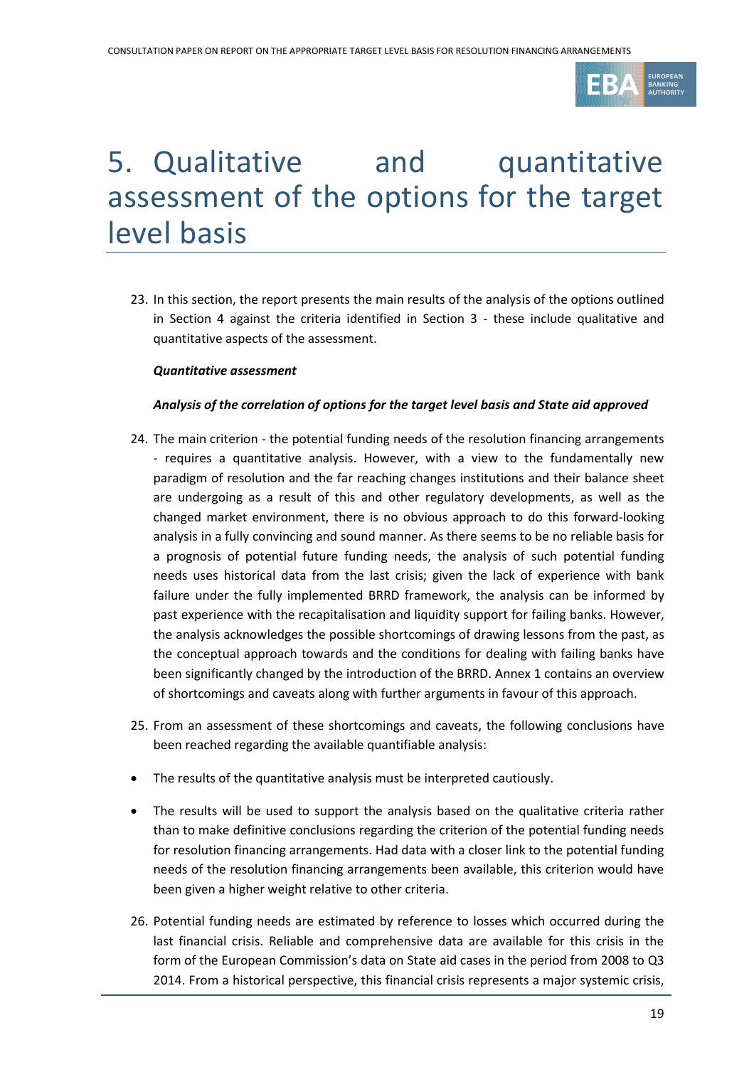# 5. Qualitative and quantitative assessment of the options for the target level basis

23. In this section, the report presents the main results of the analysis of the options outlined in Section 4 against the criteria identified in Section 3 - these include qualitative and quantitative aspects of the assessment.

***Quantitative assessment***

***Analysis of the correlation of options for the target level basis and State aid approved***

24. The main criterion - the potential funding needs of the resolution financing arrangements - requires a quantitative analysis. However, with a view to the fundamentally new paradigm of resolution and the far reaching changes institutions and their balance sheet are undergoing as a result of this and other regulatory developments, as well as the changed market environment, there is no obvious approach to do this forward-looking analysis in a fully convincing and sound manner. As there seems to be no reliable basis for a prognosis of potential future funding needs, the analysis of such potential funding needs uses historical data from the last crisis; given the lack of experience with bank failure under the fully implemented BRRD framework, the analysis can be informed by past experience with the recapitalisation and liquidity support for failing banks. However, the analysis acknowledges the possible shortcomings of drawing lessons from the past, as the conceptual approach towards and the conditions for dealing with failing banks have been significantly changed by the introduction of the BRRD. Annex 1 contains an overview of shortcomings and caveats along with further arguments in favour of this approach.

25. From an assessment of these shortcomings and caveats, the following conclusions have been reached regarding the available quantifiable analysis:

- The results of the quantitative analysis must be interpreted cautiously.
- The results will be used to support the analysis based on the qualitative criteria rather than to make definitive conclusions regarding the criterion of the potential funding needs for resolution financing arrangements. Had data with a closer link to the potential funding needs of the resolution financing arrangements been available, this criterion would have been given a higher weight relative to other criteria.

26. Potential funding needs are estimated by reference to losses which occurred during the last financial crisis. Reliable and comprehensive data are available for this crisis in the form of the European Commission's data on State aid cases in the period from 2008 to Q3 2014. From a historical perspective, this financial crisis represents a major systemic crisis,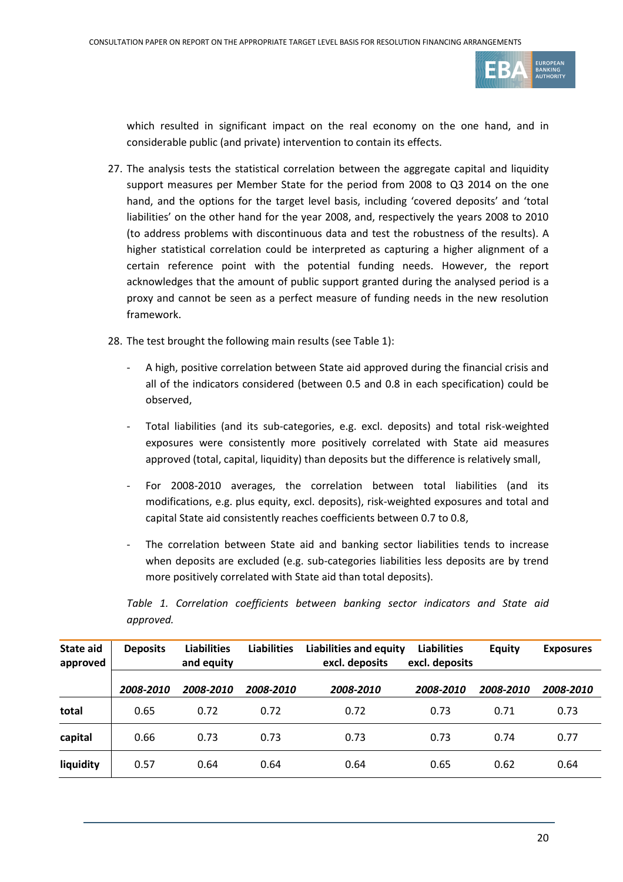which resulted in significant impact on the real economy on the one hand, and in considerable public (and private) intervention to contain its effects.

27. The analysis tests the statistical correlation between the aggregate capital and liquidity support measures per Member State for the period from 2008 to Q3 2014 on the one hand, and the options for the target level basis, including 'covered deposits' and 'total liabilities' on the other hand for the year 2008, and, respectively the years 2008 to 2010 (to address problems with discontinuous data and test the robustness of the results). A higher statistical correlation could be interpreted as capturing a higher alignment of a certain reference point with the potential funding needs. However, the report acknowledges that the amount of public support granted during the analysed period is a proxy and cannot be seen as a perfect measure of funding needs in the new resolution framework.

28. The test brought the following main results (see Table 1):

   - A high, positive correlation between State aid approved during the financial crisis and all of the indicators considered (between 0.5 and 0.8 in each specification) could be observed,
   - Total liabilities (and its sub-categories, e.g. excl. deposits) and total risk-weighted exposures were consistently more positively correlated with State aid measures approved (total, capital, liquidity) than deposits but the difference is relatively small,
   - For 2008-2010 averages, the correlation between total liabilities (and its modifications, e.g. plus equity, excl. deposits), risk-weighted exposures and total and capital State aid consistently reaches coefficients between 0.7 to 0.8,
   - The correlation between State aid and banking sector liabilities tends to increase when deposits are excluded (e.g. sub-categories liabilities less deposits are by trend more positively correlated with State aid than total deposits).

*Table 1. Correlation coefficients between banking sector indicators and State aid approved.*

| State aid approved | Deposits | Liabilities and equity | Liabilities | Liabilities and equity excl. deposits | Liabilities excl. deposits | Equity | Exposures |
|---|---|---|---|---|---|---|---|
| | *2008-2010* | *2008-2010* | *2008-2010* | *2008-2010* | *2008-2010* | *2008-2010* | *2008-2010* |
| **total** | 0.65 | 0.72 | 0.72 | 0.72 | 0.73 | 0.71 | 0.73 |
| **capital** | 0.66 | 0.73 | 0.73 | 0.73 | 0.73 | 0.74 | 0.77 |
| **liquidity** | 0.57 | 0.64 | 0.64 | 0.64 | 0.65 | 0.62 | 0.64 |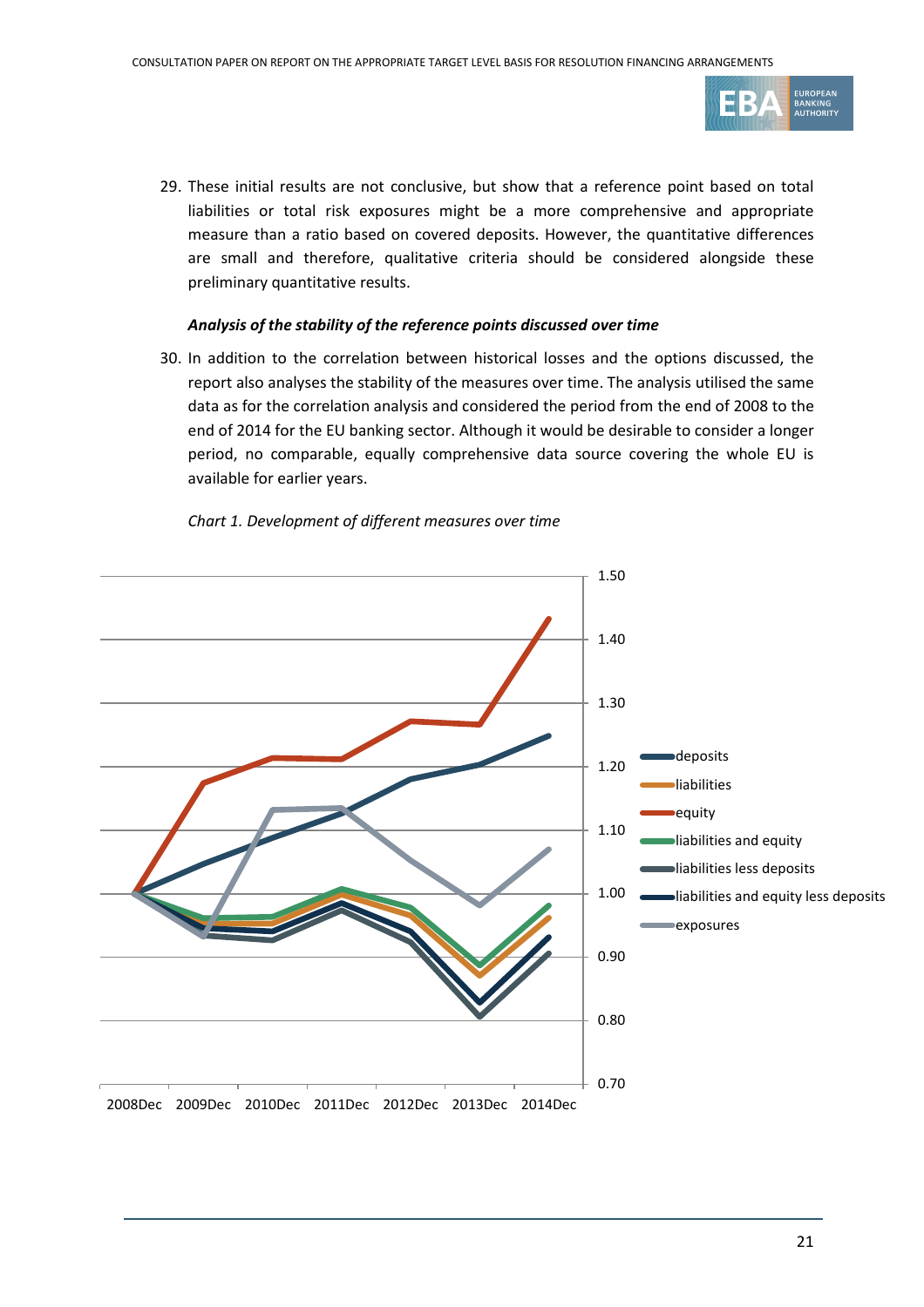29. These initial results are not conclusive, but show that a reference point based on total liabilities or total risk exposures might be a more comprehensive and appropriate measure than a ratio based on covered deposits. However, the quantitative differences are small and therefore, qualitative criteria should be considered alongside these preliminary quantitative results.

***Analysis of the stability of the reference points discussed over time***

30. In addition to the correlation between historical losses and the options discussed, the report also analyses the stability of the measures over time. The analysis utilised the same data as for the correlation analysis and considered the period from the end of 2008 to the end of 2014 for the EU banking sector. Although it would be desirable to consider a longer period, no comparable, equally comprehensive data source covering the whole EU is available for earlier years.

*Chart 1. Development of different measures over time*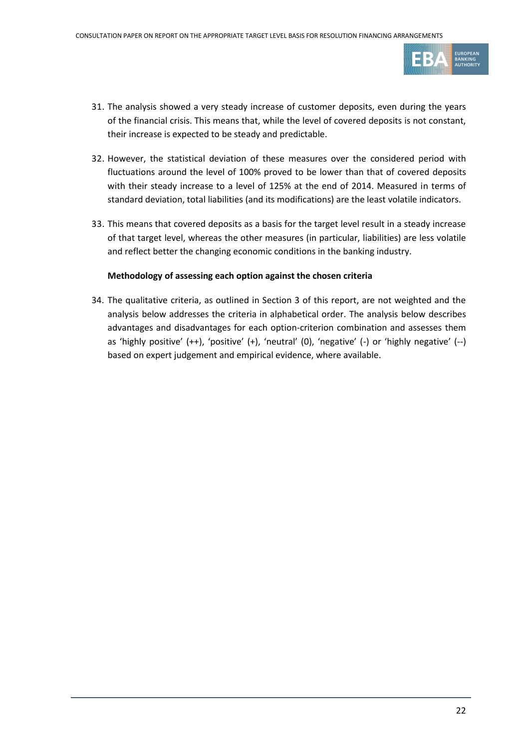31. The analysis showed a very steady increase of customer deposits, even during the years of the financial crisis. This means that, while the level of covered deposits is not constant, their increase is expected to be steady and predictable.

32. However, the statistical deviation of these measures over the considered period with fluctuations around the level of 100% proved to be lower than that of covered deposits with their steady increase to a level of 125% at the end of 2014. Measured in terms of standard deviation, total liabilities (and its modifications) are the least volatile indicators.

33. This means that covered deposits as a basis for the target level result in a steady increase of that target level, whereas the other measures (in particular, liabilities) are less volatile and reflect better the changing economic conditions in the banking industry.

**Methodology of assessing each option against the chosen criteria**

34. The qualitative criteria, as outlined in Section 3 of this report, are not weighted and the analysis below addresses the criteria in alphabetical order. The analysis below describes advantages and disadvantages for each option-criterion combination and assesses them as 'highly positive' (++), 'positive' (+), 'neutral' (0), 'negative' (-) or 'highly negative' (--) based on expert judgement and empirical evidence, where available.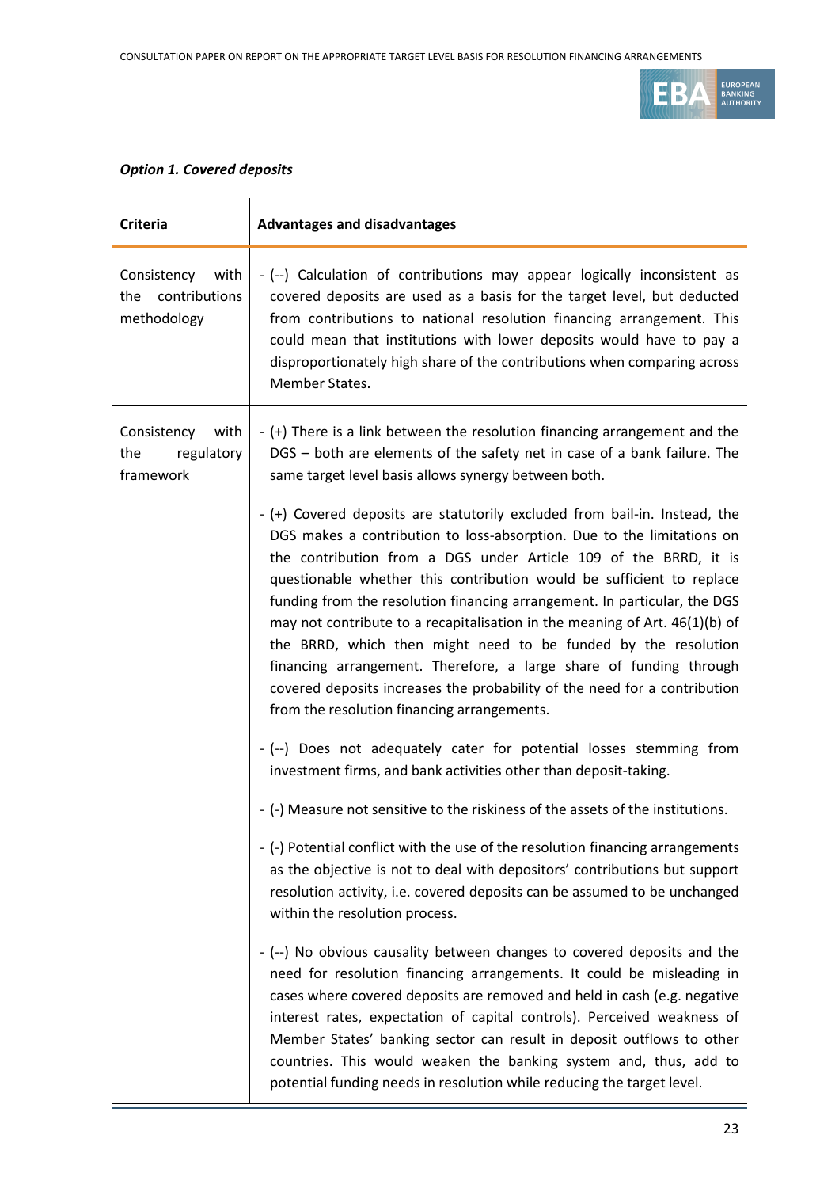***Option 1. Covered deposits***

| Criteria | Advantages and disadvantages |
|---|---|
| Consistency with the contributions methodology | - (--) Calculation of contributions may appear logically inconsistent as covered deposits are used as a basis for the target level, but deducted from contributions to national resolution financing arrangement. This could mean that institutions with lower deposits would have to pay a disproportionately high share of the contributions when comparing across Member States. |
| Consistency with the regulatory framework | - (+) There is a link between the resolution financing arrangement and the DGS – both are elements of the safety net in case of a bank failure. The same target level basis allows synergy between both.<br><br>- (+) Covered deposits are statutorily excluded from bail-in. Instead, the DGS makes a contribution to loss-absorption. Due to the limitations on the contribution from a DGS under Article 109 of the BRRD, it is questionable whether this contribution would be sufficient to replace funding from the resolution financing arrangement. In particular, the DGS may not contribute to a recapitalisation in the meaning of Art. 46(1)(b) of the BRRD, which then might need to be funded by the resolution financing arrangement. Therefore, a large share of funding through covered deposits increases the probability of the need for a contribution from the resolution financing arrangements.<br><br>- (--) Does not adequately cater for potential losses stemming from investment firms, and bank activities other than deposit-taking.<br><br>- (-) Measure not sensitive to the riskiness of the assets of the institutions.<br><br>- (-) Potential conflict with the use of the resolution financing arrangements as the objective is not to deal with depositors' contributions but support resolution activity, i.e. covered deposits can be assumed to be unchanged within the resolution process.<br><br>- (--) No obvious causality between changes to covered deposits and the need for resolution financing arrangements. It could be misleading in cases where covered deposits are removed and held in cash (e.g. negative interest rates, expectation of capital controls). Perceived weakness of Member States' banking sector can result in deposit outflows to other countries. This would weaken the banking system and, thus, add to potential funding needs in resolution while reducing the target level. |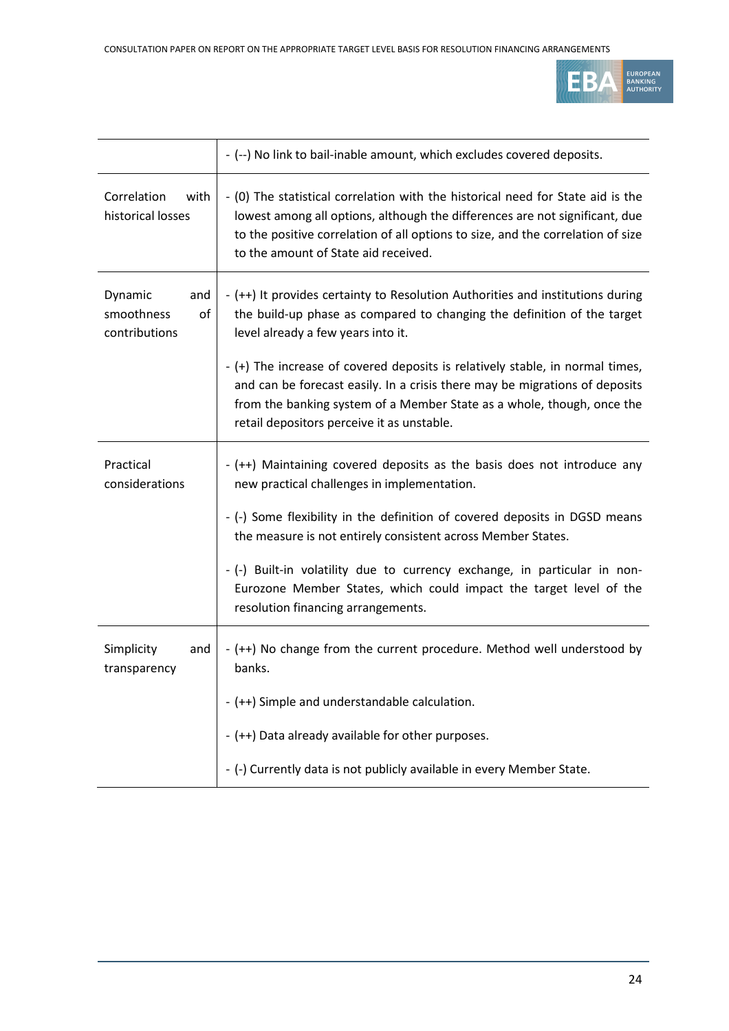| | |
|---|---|
| | - (--) No link to bail-inable amount, which excludes covered deposits. |
| Correlation with historical losses | - (0) The statistical correlation with the historical need for State aid is the lowest among all options, although the differences are not significant, due to the positive correlation of all options to size, and the correlation of size to the amount of State aid received. |
| Dynamic and smoothness of contributions | - (++) It provides certainty to Resolution Authorities and institutions during the build-up phase as compared to changing the definition of the target level already a few years into it.<br><br>- (+) The increase of covered deposits is relatively stable, in normal times, and can be forecast easily. In a crisis there may be migrations of deposits from the banking system of a Member State as a whole, though, once the retail depositors perceive it as unstable. |
| Practical considerations | - (++) Maintaining covered deposits as the basis does not introduce any new practical challenges in implementation.<br><br>- (-) Some flexibility in the definition of covered deposits in DGSD means the measure is not entirely consistent across Member States.<br><br>- (-) Built-in volatility due to currency exchange, in particular in non-Eurozone Member States, which could impact the target level of the resolution financing arrangements. |
| Simplicity and transparency | - (++) No change from the current procedure. Method well understood by banks.<br><br>- (++) Simple and understandable calculation.<br><br>- (++) Data already available for other purposes.<br><br>- (-) Currently data is not publicly available in every Member State. |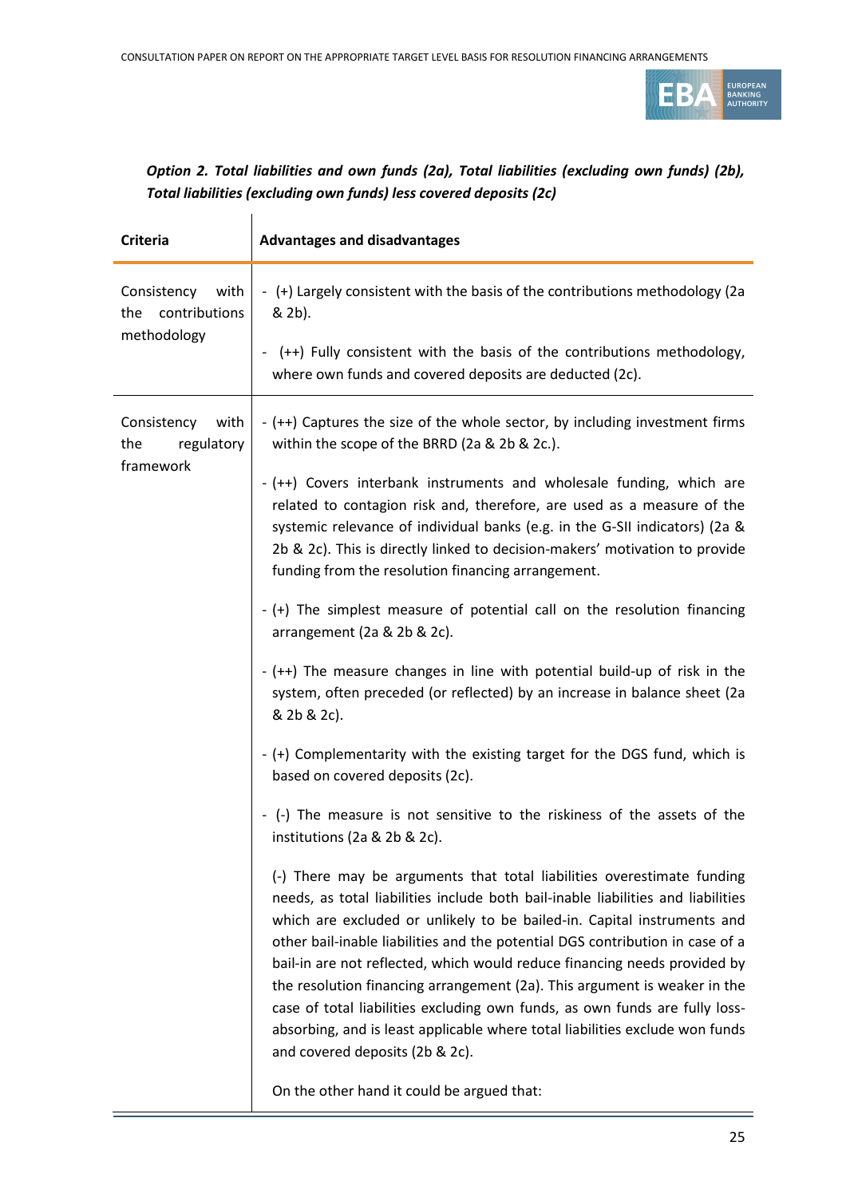***Option 2. Total liabilities and own funds (2a), Total liabilities (excluding own funds) (2b), Total liabilities (excluding own funds) less covered deposits (2c)***

| Criteria | Advantages and disadvantages |
|---|---|
| Consistency with the contributions methodology | - (+) Largely consistent with the basis of the contributions methodology (2a & 2b).<br><br>- (++) Fully consistent with the basis of the contributions methodology, where own funds and covered deposits are deducted (2c). |
| Consistency with the regulatory framework | - (++) Captures the size of the whole sector, by including investment firms within the scope of the BRRD (2a & 2b & 2c.).<br><br>- (++) Covers interbank instruments and wholesale funding, which are related to contagion risk and, therefore, are used as a measure of the systemic relevance of individual banks (e.g. in the G-SII indicators) (2a & 2b & 2c). This is directly linked to decision-makers' motivation to provide funding from the resolution financing arrangement.<br><br>- (+) The simplest measure of potential call on the resolution financing arrangement (2a & 2b & 2c).<br><br>- (++) The measure changes in line with potential build-up of risk in the system, often preceded (or reflected) by an increase in balance sheet (2a & 2b & 2c).<br><br>- (+) Complementarity with the existing target for the DGS fund, which is based on covered deposits (2c).<br><br>- (-) The measure is not sensitive to the riskiness of the assets of the institutions (2a & 2b & 2c).<br><br>(-) There may be arguments that total liabilities overestimate funding needs, as total liabilities include both bail-inable liabilities and liabilities which are excluded or unlikely to be bailed-in. Capital instruments and other bail-inable liabilities and the potential DGS contribution in case of a bail-in are not reflected, which would reduce financing needs provided by the resolution financing arrangement (2a). This argument is weaker in the case of total liabilities excluding own funds, as own funds are fully loss-absorbing, and is least applicable where total liabilities exclude won funds and covered deposits (2b & 2c).<br><br>On the other hand it could be argued that: |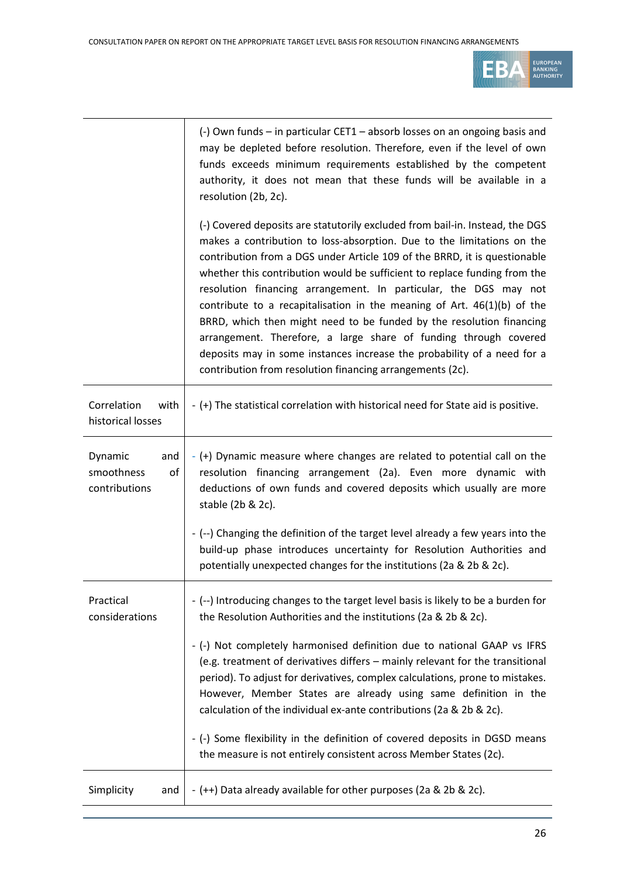| | |
|---|---|
| | (-) Own funds – in particular CET1 – absorb losses on an ongoing basis and may be depleted before resolution. Therefore, even if the level of own funds exceeds minimum requirements established by the competent authority, it does not mean that these funds will be available in a resolution (2b, 2c).<br><br>(-) Covered deposits are statutorily excluded from bail-in. Instead, the DGS makes a contribution to loss-absorption. Due to the limitations on the contribution from a DGS under Article 109 of the BRRD, it is questionable whether this contribution would be sufficient to replace funding from the resolution financing arrangement. In particular, the DGS may not contribute to a recapitalisation in the meaning of Art. 46(1)(b) of the BRRD, which then might need to be funded by the resolution financing arrangement. Therefore, a large share of funding through covered deposits may in some instances increase the probability of a need for a contribution from resolution financing arrangements (2c). |
| Correlation with historical losses | - (+) The statistical correlation with historical need for State aid is positive. |
| Dynamic and smoothness of contributions | - (+) Dynamic measure where changes are related to potential call on the resolution financing arrangement (2a). Even more dynamic with deductions of own funds and covered deposits which usually are more stable (2b & 2c).<br><br>- (--) Changing the definition of the target level already a few years into the build-up phase introduces uncertainty for Resolution Authorities and potentially unexpected changes for the institutions (2a & 2b & 2c). |
| Practical considerations | - (--) Introducing changes to the target level basis is likely to be a burden for the Resolution Authorities and the institutions (2a & 2b & 2c).<br><br>- (-) Not completely harmonised definition due to national GAAP vs IFRS (e.g. treatment of derivatives differs – mainly relevant for the transitional period). To adjust for derivatives, complex calculations, prone to mistakes. However, Member States are already using same definition in the calculation of the individual ex-ante contributions (2a & 2b & 2c).<br><br>- (-) Some flexibility in the definition of covered deposits in DGSD means the measure is not entirely consistent across Member States (2c). |
| Simplicity and | - (++) Data already available for other purposes (2a & 2b & 2c). |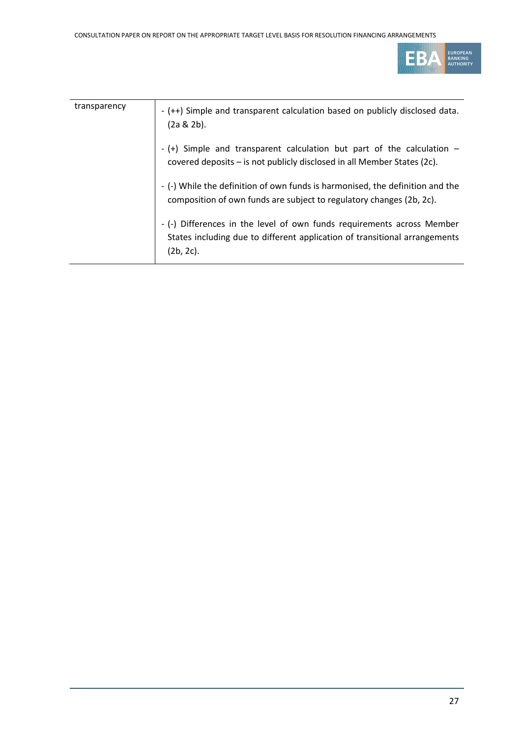| | |
|---|---|
| transparency | - (++) Simple and transparent calculation based on publicly disclosed data. (2a & 2b).<br><br>- (+) Simple and transparent calculation but part of the calculation – covered deposits – is not publicly disclosed in all Member States (2c).<br><br>- (-) While the definition of own funds is harmonised, the definition and the composition of own funds are subject to regulatory changes (2b, 2c).<br><br>- (-) Differences in the level of own funds requirements across Member States including due to different application of transitional arrangements (2b, 2c). |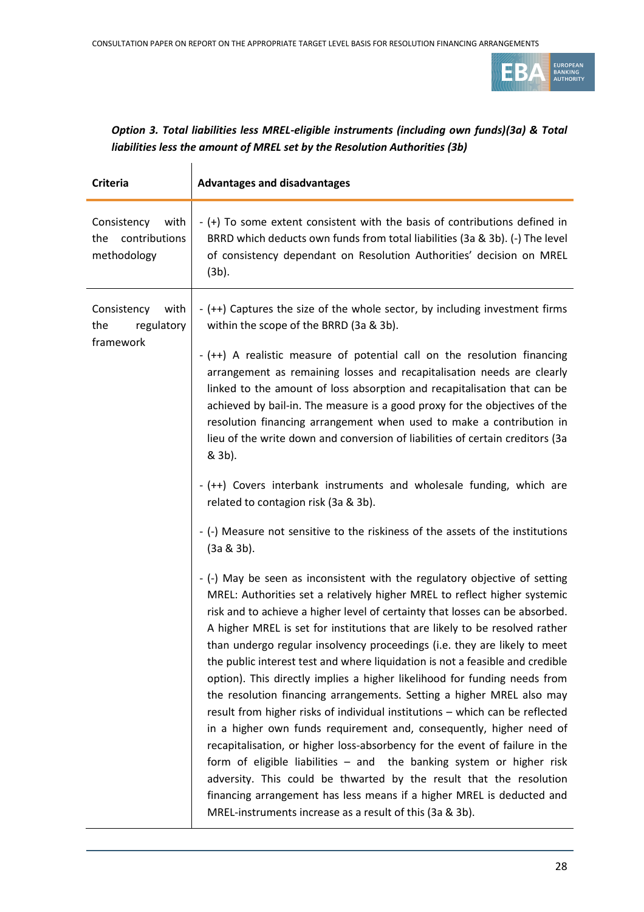***Option 3. Total liabilities less MREL-eligible instruments (including own funds)(3a) & Total liabilities less the amount of MREL set by the Resolution Authorities (3b)***

| Criteria | Advantages and disadvantages |
|---|---|
| Consistency with the contributions methodology | - (+) To some extent consistent with the basis of contributions defined in BRRD which deducts own funds from total liabilities (3a & 3b). (-) The level of consistency dependant on Resolution Authorities' decision on MREL (3b). |
| Consistency with the regulatory framework | - (++) Captures the size of the whole sector, by including investment firms within the scope of the BRRD (3a & 3b).<br><br>- (++) A realistic measure of potential call on the resolution financing arrangement as remaining losses and recapitalisation needs are clearly linked to the amount of loss absorption and recapitalisation that can be achieved by bail-in. The measure is a good proxy for the objectives of the resolution financing arrangement when used to make a contribution in lieu of the write down and conversion of liabilities of certain creditors (3a & 3b).<br><br>- (++) Covers interbank instruments and wholesale funding, which are related to contagion risk (3a & 3b).<br><br>- (-) Measure not sensitive to the riskiness of the assets of the institutions (3a & 3b).<br><br>- (-) May be seen as inconsistent with the regulatory objective of setting MREL: Authorities set a relatively higher MREL to reflect higher systemic risk and to achieve a higher level of certainty that losses can be absorbed. A higher MREL is set for institutions that are likely to be resolved rather than undergo regular insolvency proceedings (i.e. they are likely to meet the public interest test and where liquidation is not a feasible and credible option). This directly implies a higher likelihood for funding needs from the resolution financing arrangements. Setting a higher MREL also may result from higher risks of individual institutions – which can be reflected in a higher own funds requirement and, consequently, higher need of recapitalisation, or higher loss-absorbency for the event of failure in the form of eligible liabilities – and the banking system or higher risk adversity. This could be thwarted by the result that the resolution financing arrangement has less means if a higher MREL is deducted and MREL-instruments increase as a result of this (3a & 3b). |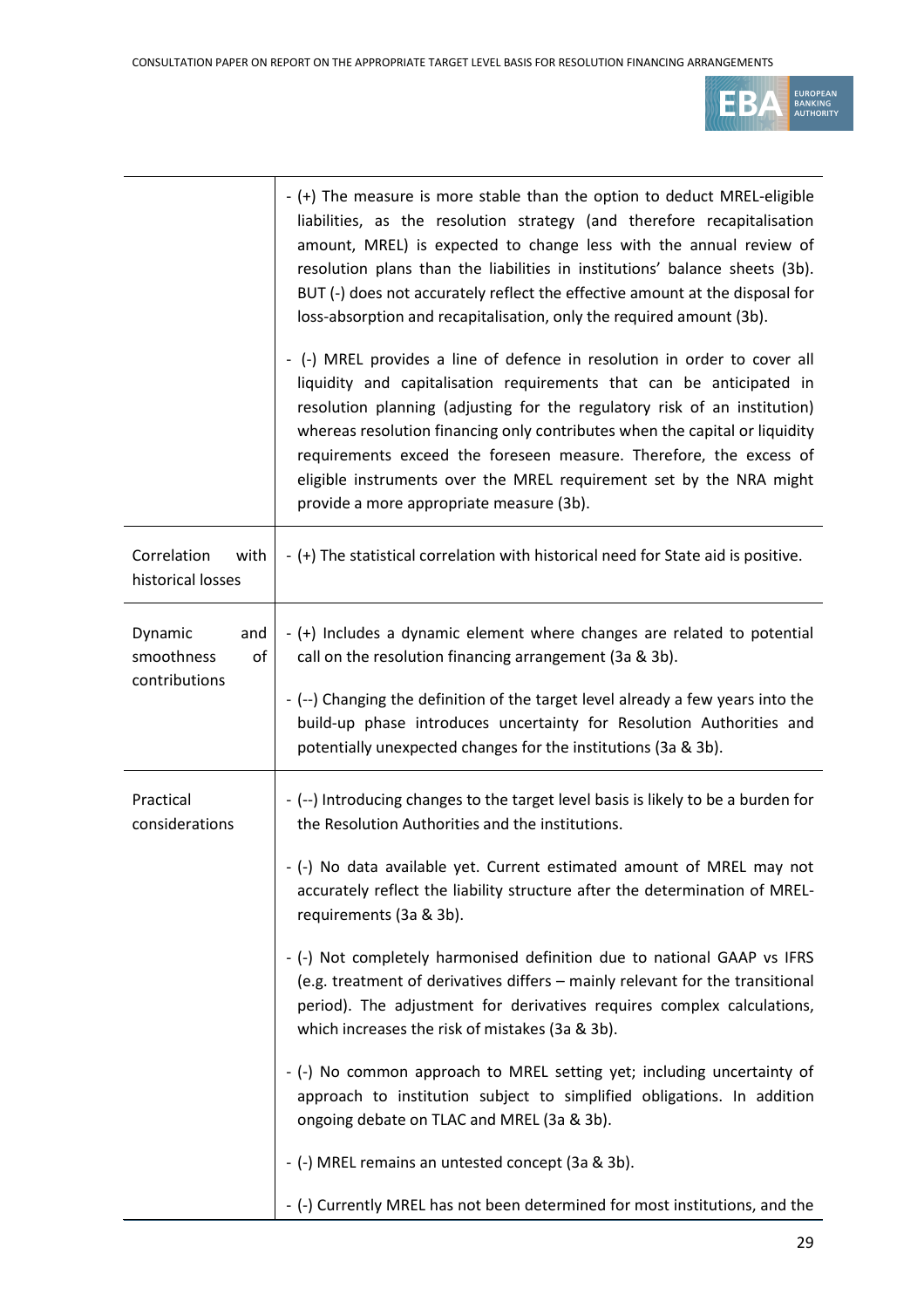| | |
|---|---|
| | - (+) The measure is more stable than the option to deduct MREL-eligible liabilities, as the resolution strategy (and therefore recapitalisation amount, MREL) is expected to change less with the annual review of resolution plans than the liabilities in institutions' balance sheets (3b). BUT (-) does not accurately reflect the effective amount at the disposal for loss-absorption and recapitalisation, only the required amount (3b).<br><br>- (-) MREL provides a line of defence in resolution in order to cover all liquidity and capitalisation requirements that can be anticipated in resolution planning (adjusting for the regulatory risk of an institution) whereas resolution financing only contributes when the capital or liquidity requirements exceed the foreseen measure. Therefore, the excess of eligible instruments over the MREL requirement set by the NRA might provide a more appropriate measure (3b). |
| Correlation with historical losses | - (+) The statistical correlation with historical need for State aid is positive. |
| Dynamic and smoothness of contributions | - (+) Includes a dynamic element where changes are related to potential call on the resolution financing arrangement (3a & 3b).<br><br>- (--) Changing the definition of the target level already a few years into the build-up phase introduces uncertainty for Resolution Authorities and potentially unexpected changes for the institutions (3a & 3b). |
| Practical considerations | - (--) Introducing changes to the target level basis is likely to be a burden for the Resolution Authorities and the institutions.<br><br>- (-) No data available yet. Current estimated amount of MREL may not accurately reflect the liability structure after the determination of MREL-requirements (3a & 3b).<br><br>- (-) Not completely harmonised definition due to national GAAP vs IFRS (e.g. treatment of derivatives differs – mainly relevant for the transitional period). The adjustment for derivatives requires complex calculations, which increases the risk of mistakes (3a & 3b).<br><br>- (-) No common approach to MREL setting yet; including uncertainty of approach to institution subject to simplified obligations. In addition ongoing debate on TLAC and MREL (3a & 3b).<br><br>- (-) MREL remains an untested concept (3a & 3b).<br><br>- (-) Currently MREL has not been determined for most institutions, and the |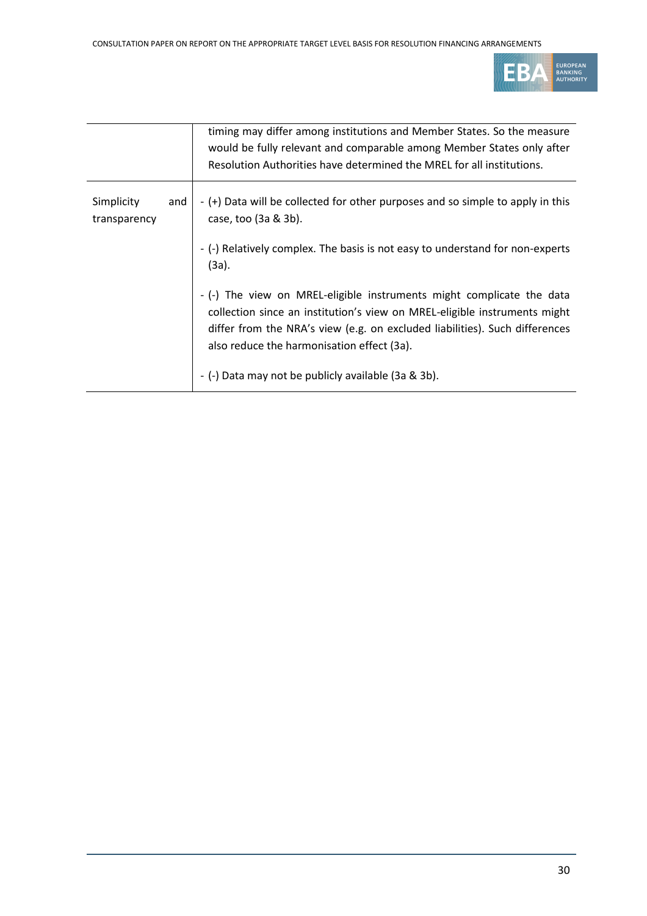| | |
|---|---|
| | timing may differ among institutions and Member States. So the measure would be fully relevant and comparable among Member States only after Resolution Authorities have determined the MREL for all institutions. |
| Simplicity and transparency | - (+) Data will be collected for other purposes and so simple to apply in this case, too (3a & 3b).<br><br>- (-) Relatively complex. The basis is not easy to understand for non-experts (3a).<br><br>- (-) The view on MREL-eligible instruments might complicate the data collection since an institution's view on MREL-eligible instruments might differ from the NRA's view (e.g. on excluded liabilities). Such differences also reduce the harmonisation effect (3a).<br><br>- (-) Data may not be publicly available (3a & 3b). |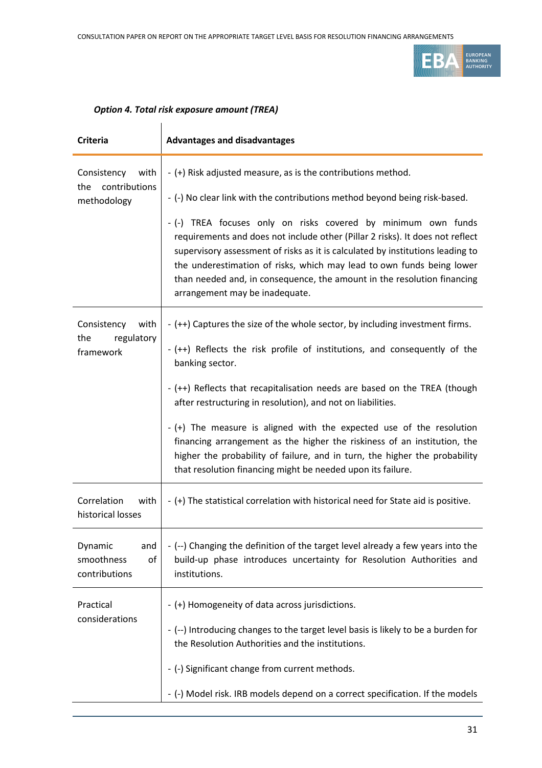*Option 4. Total risk exposure amount (TREA)*

| Criteria | Advantages and disadvantages |
|---|---|
| Consistency with the contributions methodology | - (+) Risk adjusted measure, as is the contributions method.<br>- (-) No clear link with the contributions method beyond being risk-based.<br>- (-) TREA focuses only on risks covered by minimum own funds requirements and does not include other (Pillar 2 risks). It does not reflect supervisory assessment of risks as it is calculated by institutions leading to the underestimation of risks, which may lead to own funds being lower than needed and, in consequence, the amount in the resolution financing arrangement may be inadequate. |
| Consistency with the regulatory framework | - (++) Captures the size of the whole sector, by including investment firms.<br>- (++) Reflects the risk profile of institutions, and consequently of the banking sector.<br>- (++) Reflects that recapitalisation needs are based on the TREA (though after restructuring in resolution), and not on liabilities.<br>- (+) The measure is aligned with the expected use of the resolution financing arrangement as the higher the riskiness of an institution, the higher the probability of failure, and in turn, the higher the probability that resolution financing might be needed upon its failure. |
| Correlation with historical losses | - (+) The statistical correlation with historical need for State aid is positive. |
| Dynamic and smoothness of contributions | - (--) Changing the definition of the target level already a few years into the build-up phase introduces uncertainty for Resolution Authorities and institutions. |
| Practical considerations | - (+) Homogeneity of data across jurisdictions.<br>- (--) Introducing changes to the target level basis is likely to be a burden for the Resolution Authorities and the institutions.<br>- (-) Significant change from current methods.<br>- (-) Model risk. IRB models depend on a correct specification. If the models |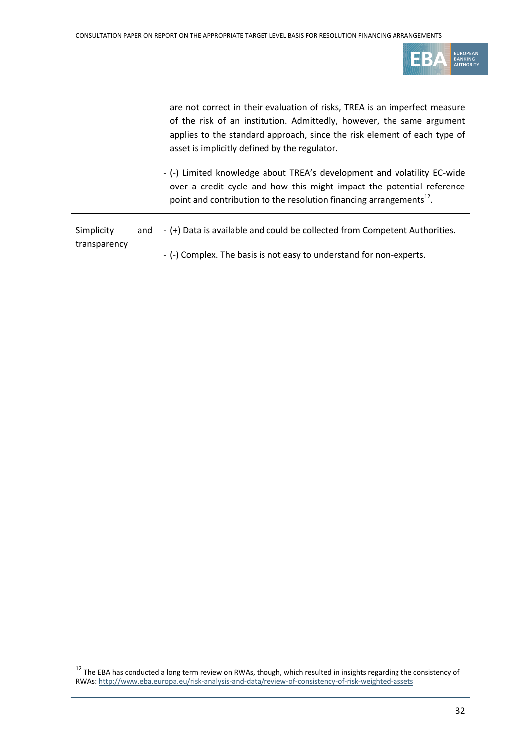|  |  |
| --- | --- |
|  | are not correct in their evaluation of risks, TREA is an imperfect measure of the risk of an institution. Admittedly, however, the same argument applies to the standard approach, since the risk element of each type of asset is implicitly defined by the regulator.<br><br>- (-) Limited knowledge about TREA's development and volatility EC-wide over a credit cycle and how this might impact the potential reference point and contribution to the resolution financing arrangements[12]. |
| Simplicity and transparency | - (+) Data is available and could be collected from Competent Authorities.<br><br>- (-) Complex. The basis is not easy to understand for non-experts. |

[12] The EBA has conducted a long term review on RWAs, though, which resulted in insights regarding the consistency of RWAs: http://www.eba.europa.eu/risk-analysis-and-data/review-of-consistency-of-risk-weighted-assets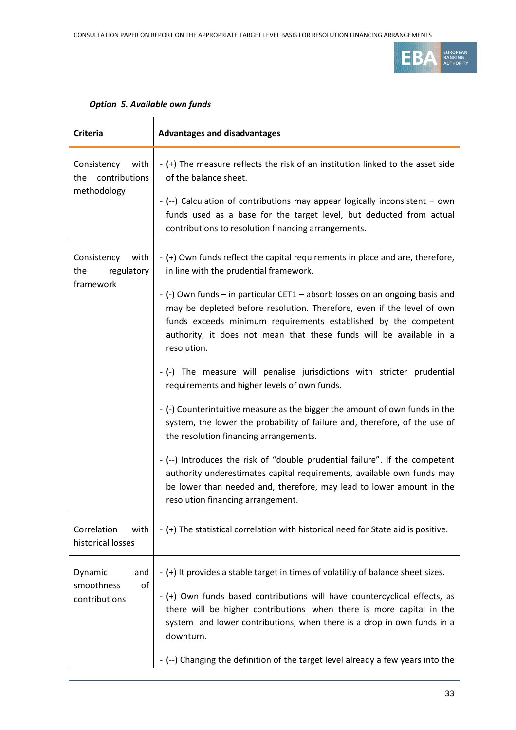*Option 5. Available own funds*

| Criteria | Advantages and disadvantages |
|---|---|
| Consistency with the contributions methodology | - (+) The measure reflects the risk of an institution linked to the asset side of the balance sheet.<br>- (--) Calculation of contributions may appear logically inconsistent – own funds used as a base for the target level, but deducted from actual contributions to resolution financing arrangements. |
| Consistency with the regulatory framework | - (+) Own funds reflect the capital requirements in place and are, therefore, in line with the prudential framework.<br>- (-) Own funds – in particular CET1 – absorb losses on an ongoing basis and may be depleted before resolution. Therefore, even if the level of own funds exceeds minimum requirements established by the competent authority, it does not mean that these funds will be available in a resolution.<br>- (-) The measure will penalise jurisdictions with stricter prudential requirements and higher levels of own funds.<br>- (-) Counterintuitive measure as the bigger the amount of own funds in the system, the lower the probability of failure and, therefore, of the use of the resolution financing arrangements.<br>- (--) Introduces the risk of "double prudential failure". If the competent authority underestimates capital requirements, available own funds may be lower than needed and, therefore, may lead to lower amount in the resolution financing arrangement. |
| Correlation with historical losses | - (+) The statistical correlation with historical need for State aid is positive. |
| Dynamic and smoothness of contributions | - (+) It provides a stable target in times of volatility of balance sheet sizes.<br>- (+) Own funds based contributions will have countercyclical effects, as there will be higher contributions when there is more capital in the system and lower contributions, when there is a drop in own funds in a downturn.<br>- (--) Changing the definition of the target level already a few years into the |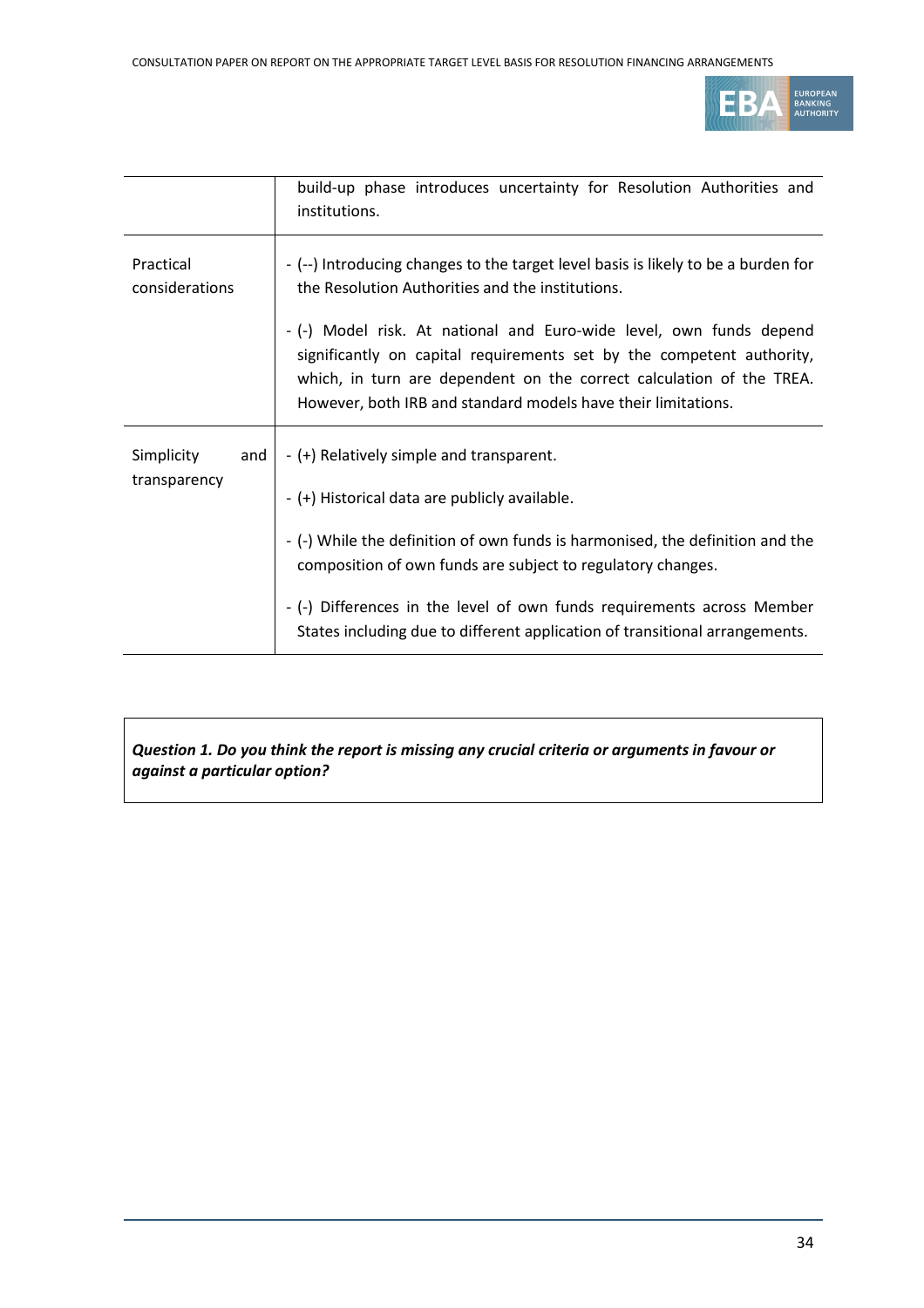| | |
|---|---|
| | build-up phase introduces uncertainty for Resolution Authorities and institutions. |
| Practical considerations | - (--) Introducing changes to the target level basis is likely to be a burden for the Resolution Authorities and the institutions.<br><br>- (-) Model risk. At national and Euro-wide level, own funds depend significantly on capital requirements set by the competent authority, which, in turn are dependent on the correct calculation of the TREA. However, both IRB and standard models have their limitations. |
| Simplicity and transparency | - (+) Relatively simple and transparent.<br><br>- (+) Historical data are publicly available.<br><br>- (-) While the definition of own funds is harmonised, the definition and the composition of own funds are subject to regulatory changes.<br><br>- (-) Differences in the level of own funds requirements across Member States including due to different application of transitional arrangements. |

***Question 1. Do you think the report is missing any crucial criteria or arguments in favour or against a particular option?***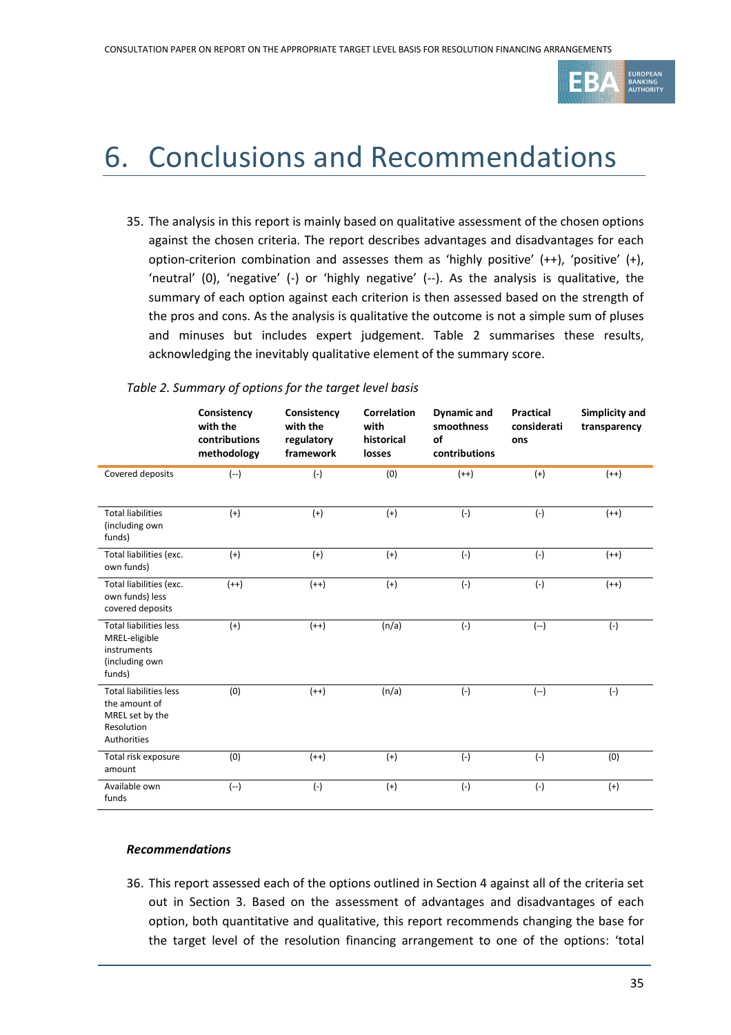# 6. Conclusions and Recommendations

35. The analysis in this report is mainly based on qualitative assessment of the chosen options against the chosen criteria. The report describes advantages and disadvantages for each option-criterion combination and assesses them as 'highly positive' (++), 'positive' (+), 'neutral' (0), 'negative' (-) or 'highly negative' (--). As the analysis is qualitative, the summary of each option against each criterion is then assessed based on the strength of the pros and cons. As the analysis is qualitative the outcome is not a simple sum of pluses and minuses but includes expert judgement. Table 2 summarises these results, acknowledging the inevitably qualitative element of the summary score.

*Table 2. Summary of options for the target level basis*

| | Consistency with the contributions methodology | Consistency with the regulatory framework | Correlation with historical losses | Dynamic and smoothness of contributions | Practical considerations | Simplicity and transparency |
|---|---|---|---|---|---|---|
| Covered deposits | (--) | (-) | (0) | (++) | (+) | (++) |
| Total liabilities (including own funds) | (+) | (+) | (+) | (-) | (-) | (++) |
| Total liabilities (exc. own funds) | (+) | (+) | (+) | (-) | (-) | (++) |
| Total liabilities (exc. own funds) less covered deposits | (++) | (++) | (+) | (-) | (-) | (++) |
| Total liabilities less MREL-eligible instruments (including own funds) | (+) | (++) | (n/a) | (-) | (--) | (-) |
| Total liabilities less the amount of MREL set by the Resolution Authorities | (0) | (++) | (n/a) | (-) | (--) | (-) |
| Total risk exposure amount | (0) | (++) | (+) | (-) | (-) | (0) |
| Available own funds | (--) | (-) | (+) | (-) | (-) | (+) |

***Recommendations***

36. This report assessed each of the options outlined in Section 4 against all of the criteria set out in Section 3. Based on the assessment of advantages and disadvantages of each option, both quantitative and qualitative, this report recommends changing the base for the target level of the resolution financing arrangement to one of the options: 'total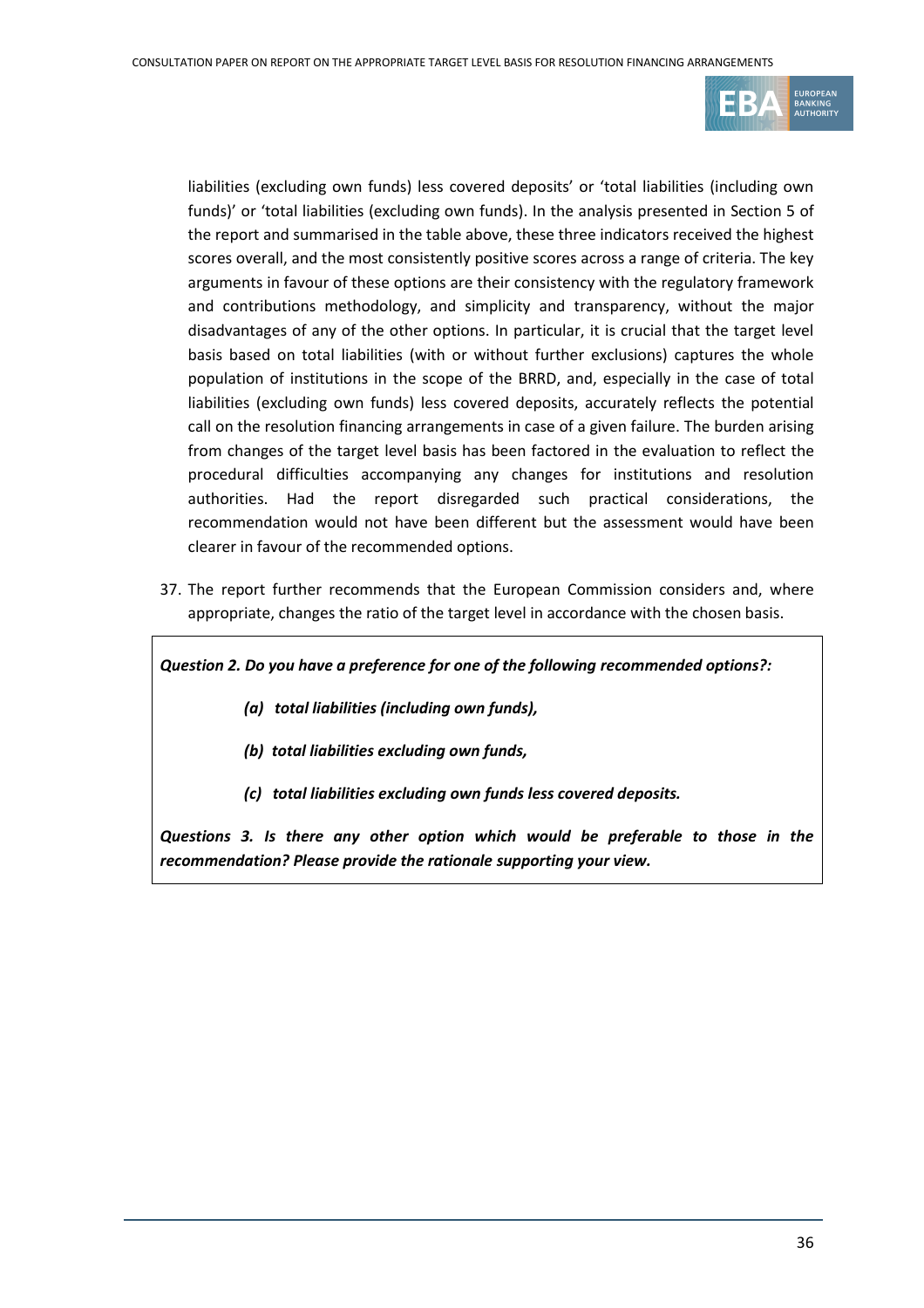liabilities (excluding own funds) less covered deposits' or 'total liabilities (including own funds)' or 'total liabilities (excluding own funds). In the analysis presented in Section 5 of the report and summarised in the table above, these three indicators received the highest scores overall, and the most consistently positive scores across a range of criteria. The key arguments in favour of these options are their consistency with the regulatory framework and contributions methodology, and simplicity and transparency, without the major disadvantages of any of the other options. In particular, it is crucial that the target level basis based on total liabilities (with or without further exclusions) captures the whole population of institutions in the scope of the BRRD, and, especially in the case of total liabilities (excluding own funds) less covered deposits, accurately reflects the potential call on the resolution financing arrangements in case of a given failure. The burden arising from changes of the target level basis has been factored in the evaluation to reflect the procedural difficulties accompanying any changes for institutions and resolution authorities. Had the report disregarded such practical considerations, the recommendation would not have been different but the assessment would have been clearer in favour of the recommended options.

37. The report further recommends that the European Commission considers and, where appropriate, changes the ratio of the target level in accordance with the chosen basis.

***Question 2. Do you have a preference for one of the following recommended options?:***

- ***(a) total liabilities (including own funds),***
- ***(b) total liabilities excluding own funds,***
- ***(c) total liabilities excluding own funds less covered deposits.***

***Questions 3. Is there any other option which would be preferable to those in the recommendation? Please provide the rationale supporting your view.***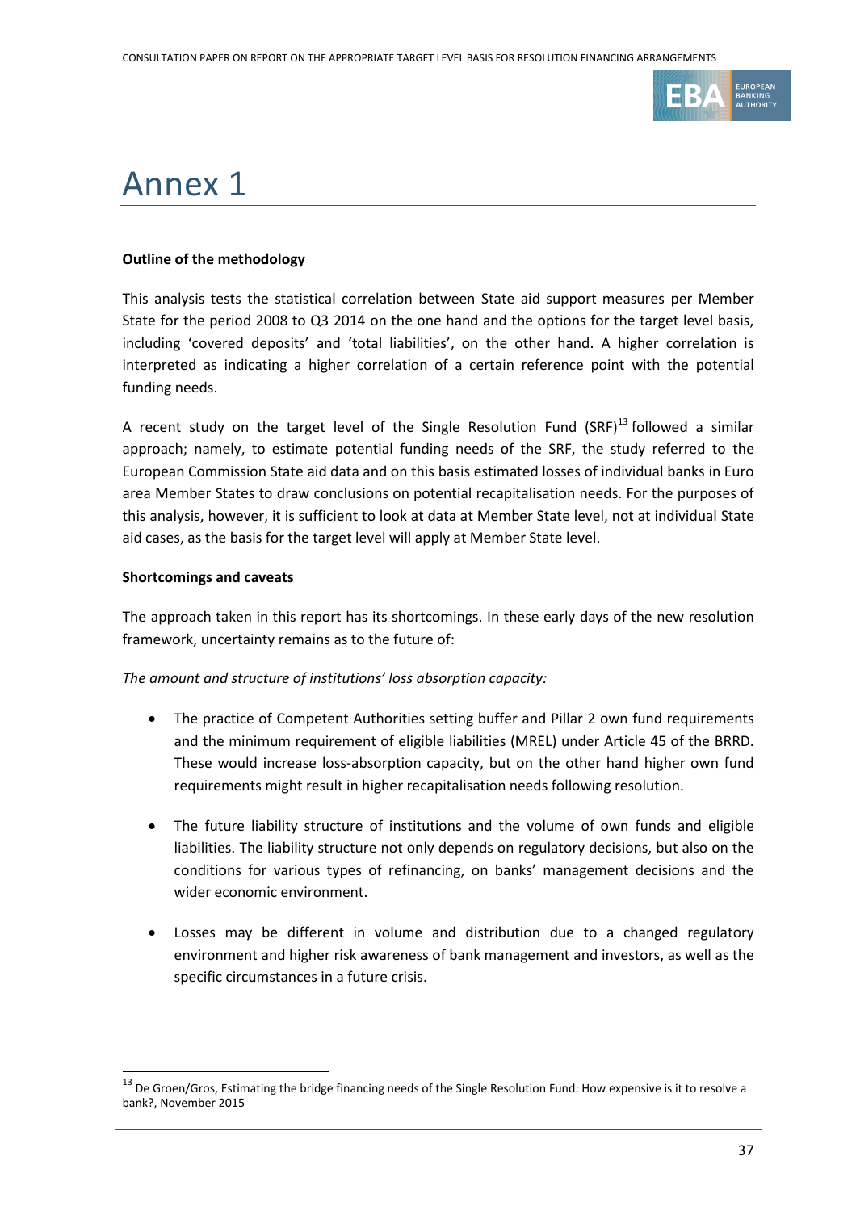# Annex 1

**Outline of the methodology**

This analysis tests the statistical correlation between State aid support measures per Member State for the period 2008 to Q3 2014 on the one hand and the options for the target level basis, including 'covered deposits' and 'total liabilities', on the other hand. A higher correlation is interpreted as indicating a higher correlation of a certain reference point with the potential funding needs.

A recent study on the target level of the Single Resolution Fund (SRF)[13] followed a similar approach; namely, to estimate potential funding needs of the SRF, the study referred to the European Commission State aid data and on this basis estimated losses of individual banks in Euro area Member States to draw conclusions on potential recapitalisation needs. For the purposes of this analysis, however, it is sufficient to look at data at Member State level, not at individual State aid cases, as the basis for the target level will apply at Member State level.

**Shortcomings and caveats**

The approach taken in this report has its shortcomings. In these early days of the new resolution framework, uncertainty remains as to the future of:

*The amount and structure of institutions' loss absorption capacity:*

- The practice of Competent Authorities setting buffer and Pillar 2 own fund requirements and the minimum requirement of eligible liabilities (MREL) under Article 45 of the BRRD. These would increase loss-absorption capacity, but on the other hand higher own fund requirements might result in higher recapitalisation needs following resolution.

- The future liability structure of institutions and the volume of own funds and eligible liabilities. The liability structure not only depends on regulatory decisions, but also on the conditions for various types of refinancing, on banks' management decisions and the wider economic environment.

- Losses may be different in volume and distribution due to a changed regulatory environment and higher risk awareness of bank management and investors, as well as the specific circumstances in a future crisis.

---

[13] De Groen/Gros, Estimating the bridge financing needs of the Single Resolution Fund: How expensive is it to resolve a bank?, November 2015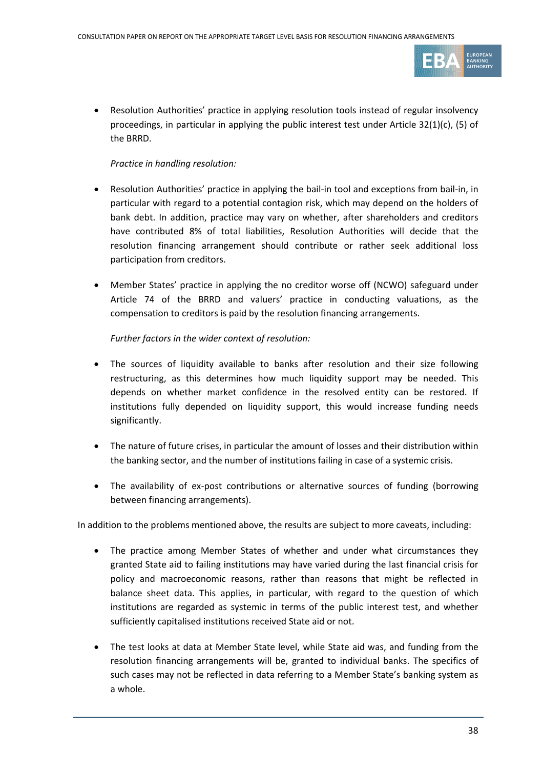- Resolution Authorities' practice in applying resolution tools instead of regular insolvency proceedings, in particular in applying the public interest test under Article 32(1)(c), (5) of the BRRD.

  *Practice in handling resolution:*

- Resolution Authorities' practice in applying the bail-in tool and exceptions from bail-in, in particular with regard to a potential contagion risk, which may depend on the holders of bank debt. In addition, practice may vary on whether, after shareholders and creditors have contributed 8% of total liabilities, Resolution Authorities will decide that the resolution financing arrangement should contribute or rather seek additional loss participation from creditors.

- Member States' practice in applying the no creditor worse off (NCWO) safeguard under Article 74 of the BRRD and valuers' practice in conducting valuations, as the compensation to creditors is paid by the resolution financing arrangements.

  *Further factors in the wider context of resolution:*

- The sources of liquidity available to banks after resolution and their size following restructuring, as this determines how much liquidity support may be needed. This depends on whether market confidence in the resolved entity can be restored. If institutions fully depended on liquidity support, this would increase funding needs significantly.

- The nature of future crises, in particular the amount of losses and their distribution within the banking sector, and the number of institutions failing in case of a systemic crisis.

- The availability of ex-post contributions or alternative sources of funding (borrowing between financing arrangements).

In addition to the problems mentioned above, the results are subject to more caveats, including:

- The practice among Member States of whether and under what circumstances they granted State aid to failing institutions may have varied during the last financial crisis for policy and macroeconomic reasons, rather than reasons that might be reflected in balance sheet data. This applies, in particular, with regard to the question of which institutions are regarded as systemic in terms of the public interest test, and whether sufficiently capitalised institutions received State aid or not.

- The test looks at data at Member State level, while State aid was, and funding from the resolution financing arrangements will be, granted to individual banks. The specifics of such cases may not be reflected in data referring to a Member State's banking system as a whole.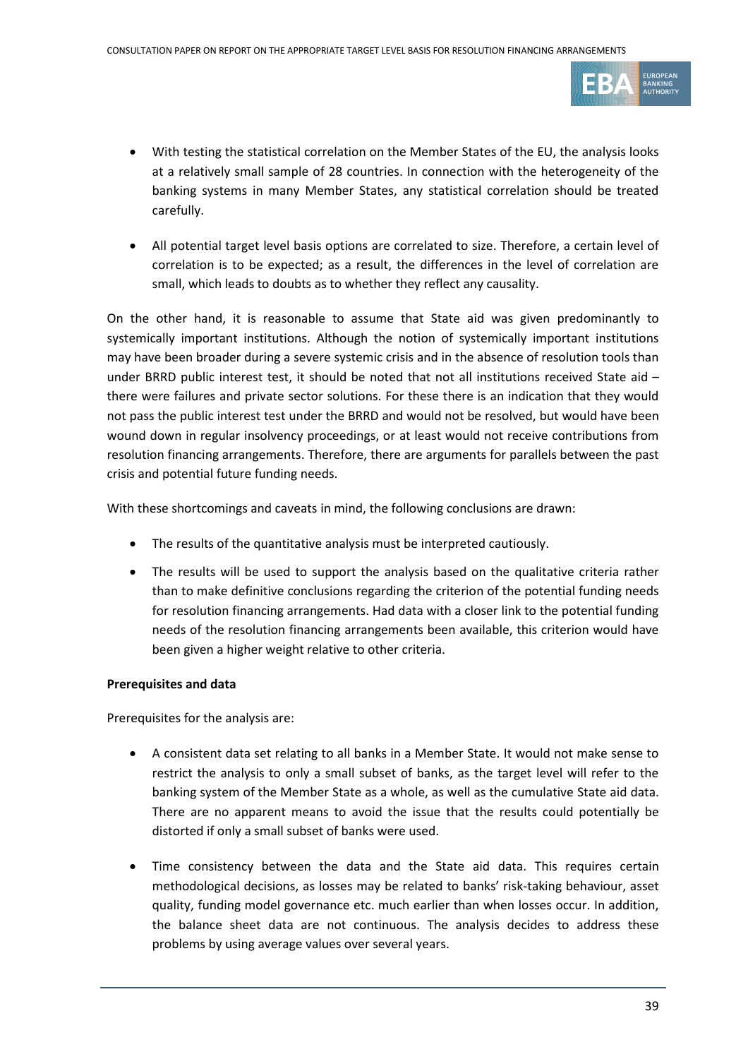- With testing the statistical correlation on the Member States of the EU, the analysis looks at a relatively small sample of 28 countries. In connection with the heterogeneity of the banking systems in many Member States, any statistical correlation should be treated carefully.
- All potential target level basis options are correlated to size. Therefore, a certain level of correlation is to be expected; as a result, the differences in the level of correlation are small, which leads to doubts as to whether they reflect any causality.

On the other hand, it is reasonable to assume that State aid was given predominantly to systemically important institutions. Although the notion of systemically important institutions may have been broader during a severe systemic crisis and in the absence of resolution tools than under BRRD public interest test, it should be noted that not all institutions received State aid – there were failures and private sector solutions. For these there is an indication that they would not pass the public interest test under the BRRD and would not be resolved, but would have been wound down in regular insolvency proceedings, or at least would not receive contributions from resolution financing arrangements. Therefore, there are arguments for parallels between the past crisis and potential future funding needs.

With these shortcomings and caveats in mind, the following conclusions are drawn:

- The results of the quantitative analysis must be interpreted cautiously.
- The results will be used to support the analysis based on the qualitative criteria rather than to make definitive conclusions regarding the criterion of the potential funding needs for resolution financing arrangements. Had data with a closer link to the potential funding needs of the resolution financing arrangements been available, this criterion would have been given a higher weight relative to other criteria.

**Prerequisites and data**

Prerequisites for the analysis are:

- A consistent data set relating to all banks in a Member State. It would not make sense to restrict the analysis to only a small subset of banks, as the target level will refer to the banking system of the Member State as a whole, as well as the cumulative State aid data. There are no apparent means to avoid the issue that the results could potentially be distorted if only a small subset of banks were used.
- Time consistency between the data and the State aid data. This requires certain methodological decisions, as losses may be related to banks' risk-taking behaviour, asset quality, funding model governance etc. much earlier than when losses occur. In addition, the balance sheet data are not continuous. The analysis decides to address these problems by using average values over several years.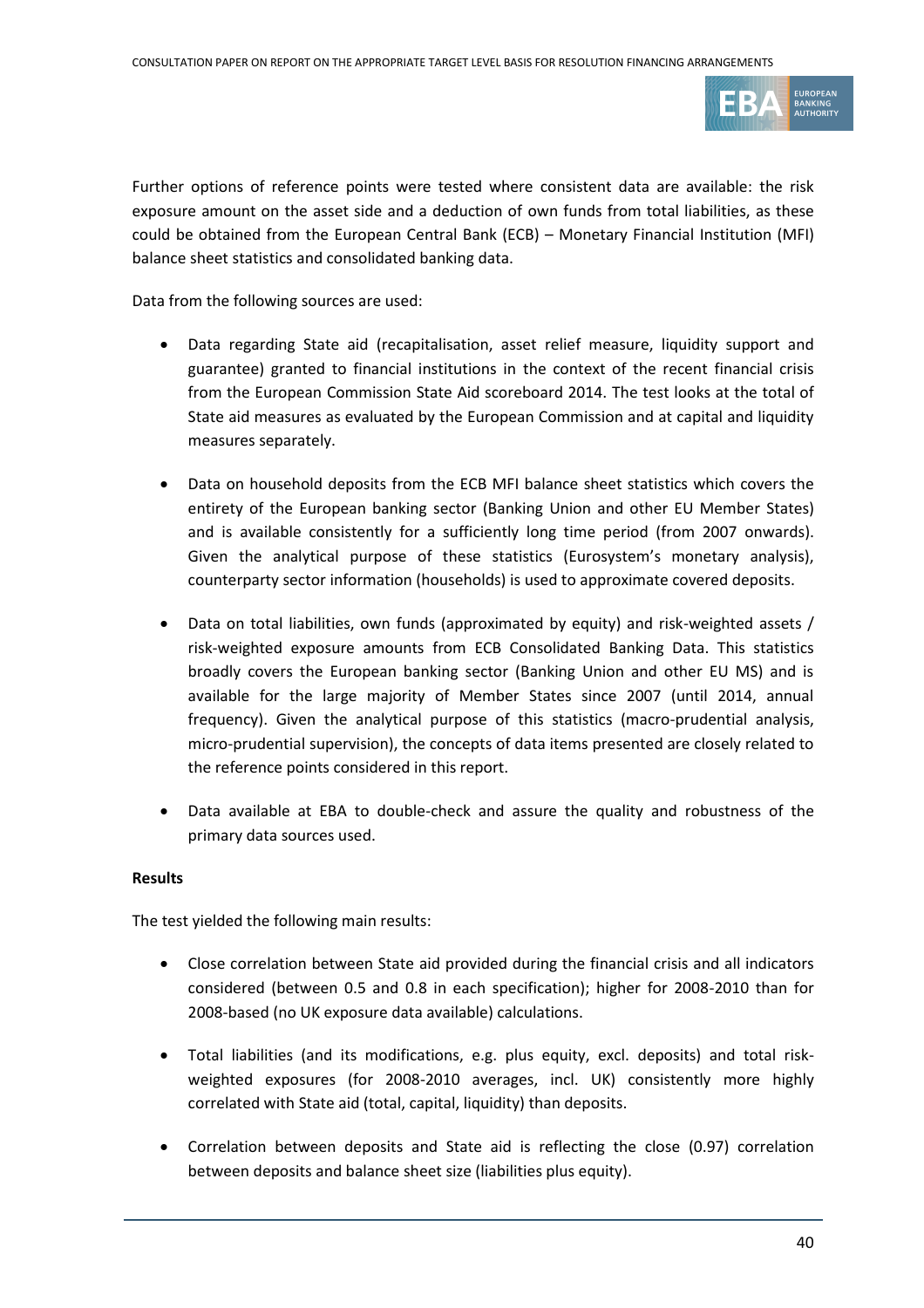Further options of reference points were tested where consistent data are available: the risk exposure amount on the asset side and a deduction of own funds from total liabilities, as these could be obtained from the European Central Bank (ECB) – Monetary Financial Institution (MFI) balance sheet statistics and consolidated banking data.

Data from the following sources are used:

- Data regarding State aid (recapitalisation, asset relief measure, liquidity support and guarantee) granted to financial institutions in the context of the recent financial crisis from the European Commission State Aid scoreboard 2014. The test looks at the total of State aid measures as evaluated by the European Commission and at capital and liquidity measures separately.

- Data on household deposits from the ECB MFI balance sheet statistics which covers the entirety of the European banking sector (Banking Union and other EU Member States) and is available consistently for a sufficiently long time period (from 2007 onwards). Given the analytical purpose of these statistics (Eurosystem's monetary analysis), counterparty sector information (households) is used to approximate covered deposits.

- Data on total liabilities, own funds (approximated by equity) and risk-weighted assets / risk-weighted exposure amounts from ECB Consolidated Banking Data. This statistics broadly covers the European banking sector (Banking Union and other EU MS) and is available for the large majority of Member States since 2007 (until 2014, annual frequency). Given the analytical purpose of this statistics (macro-prudential analysis, micro-prudential supervision), the concepts of data items presented are closely related to the reference points considered in this report.

- Data available at EBA to double-check and assure the quality and robustness of the primary data sources used.

**Results**

The test yielded the following main results:

- Close correlation between State aid provided during the financial crisis and all indicators considered (between 0.5 and 0.8 in each specification); higher for 2008-2010 than for 2008-based (no UK exposure data available) calculations.

- Total liabilities (and its modifications, e.g. plus equity, excl. deposits) and total risk-weighted exposures (for 2008-2010 averages, incl. UK) consistently more highly correlated with State aid (total, capital, liquidity) than deposits.

- Correlation between deposits and State aid is reflecting the close (0.97) correlation between deposits and balance sheet size (liabilities plus equity).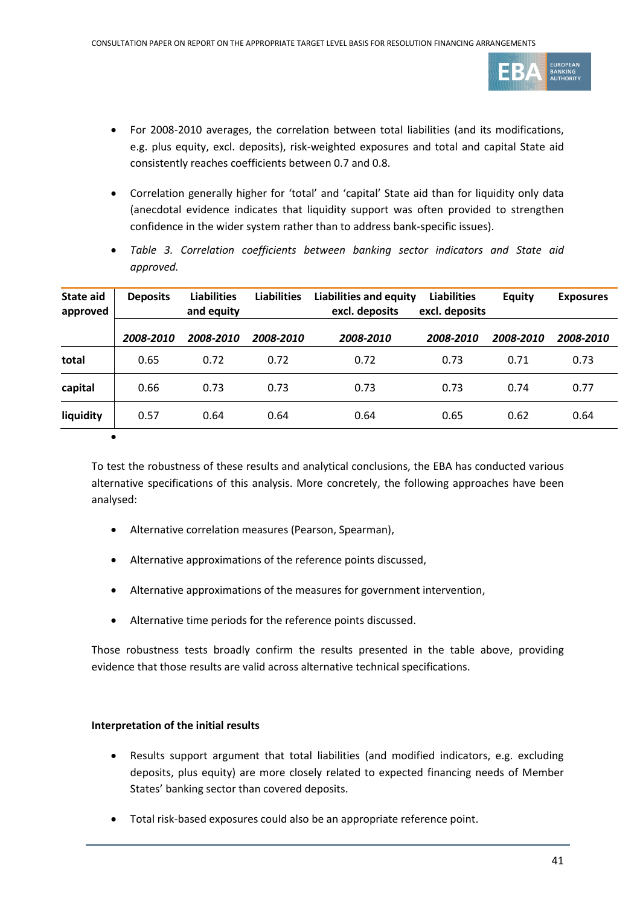- For 2008-2010 averages, the correlation between total liabilities (and its modifications, e.g. plus equity, excl. deposits), risk-weighted exposures and total and capital State aid consistently reaches coefficients between 0.7 and 0.8.

- Correlation generally higher for 'total' and 'capital' State aid than for liquidity only data (anecdotal evidence indicates that liquidity support was often provided to strengthen confidence in the wider system rather than to address bank-specific issues).

- *Table 3. Correlation coefficients between banking sector indicators and State aid approved.*

| State aid approved | Deposits | Liabilities and equity | Liabilities | Liabilities and equity excl. deposits | Liabilities excl. deposits | Equity | Exposures |
|---|---|---|---|---|---|---|---|
| | *2008-2010* | *2008-2010* | *2008-2010* | *2008-2010* | *2008-2010* | *2008-2010* | *2008-2010* |
| **total** | 0.65 | 0.72 | 0.72 | 0.72 | 0.73 | 0.71 | 0.73 |
| **capital** | 0.66 | 0.73 | 0.73 | 0.73 | 0.73 | 0.74 | 0.77 |
| **liquidity** | 0.57 | 0.64 | 0.64 | 0.64 | 0.65 | 0.62 | 0.64 |

To test the robustness of these results and analytical conclusions, the EBA has conducted various alternative specifications of this analysis. More concretely, the following approaches have been analysed:

- Alternative correlation measures (Pearson, Spearman),
- Alternative approximations of the reference points discussed,
- Alternative approximations of the measures for government intervention,
- Alternative time periods for the reference points discussed.

Those robustness tests broadly confirm the results presented in the table above, providing evidence that those results are valid across alternative technical specifications.

**Interpretation of the initial results**

- Results support argument that total liabilities (and modified indicators, e.g. excluding deposits, plus equity) are more closely related to expected financing needs of Member States' banking sector than covered deposits.

- Total risk-based exposures could also be an appropriate reference point.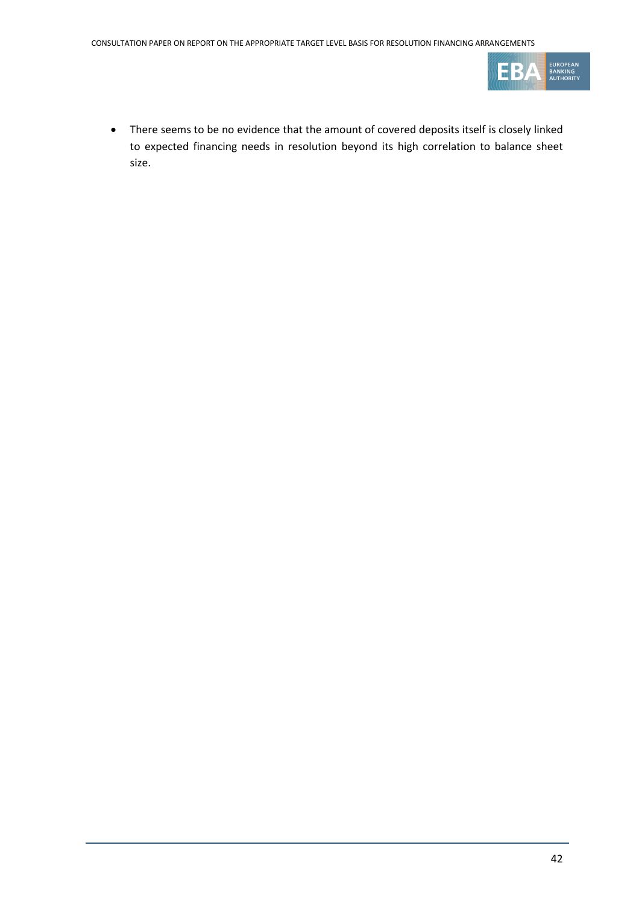- There seems to be no evidence that the amount of covered deposits itself is closely linked to expected financing needs in resolution beyond its high correlation to balance sheet size.